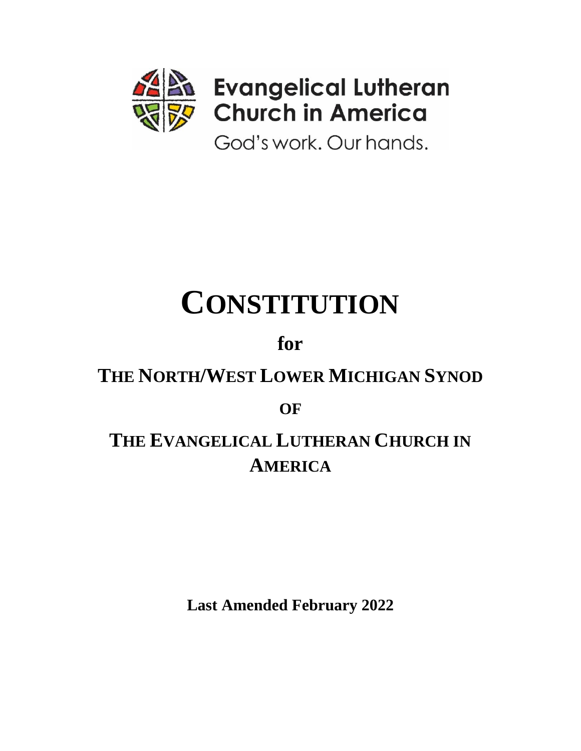Evangelical Lutheran Church in America

God's work. Our hands.

# CONSTITUTION

## for

## THE NORTH/WEST LOWER MICHIGAN SYNOD

## OF

## THE EVANGELICAL LUTHERAN CHURCH IN AMERICA

**Last Amended February 2022**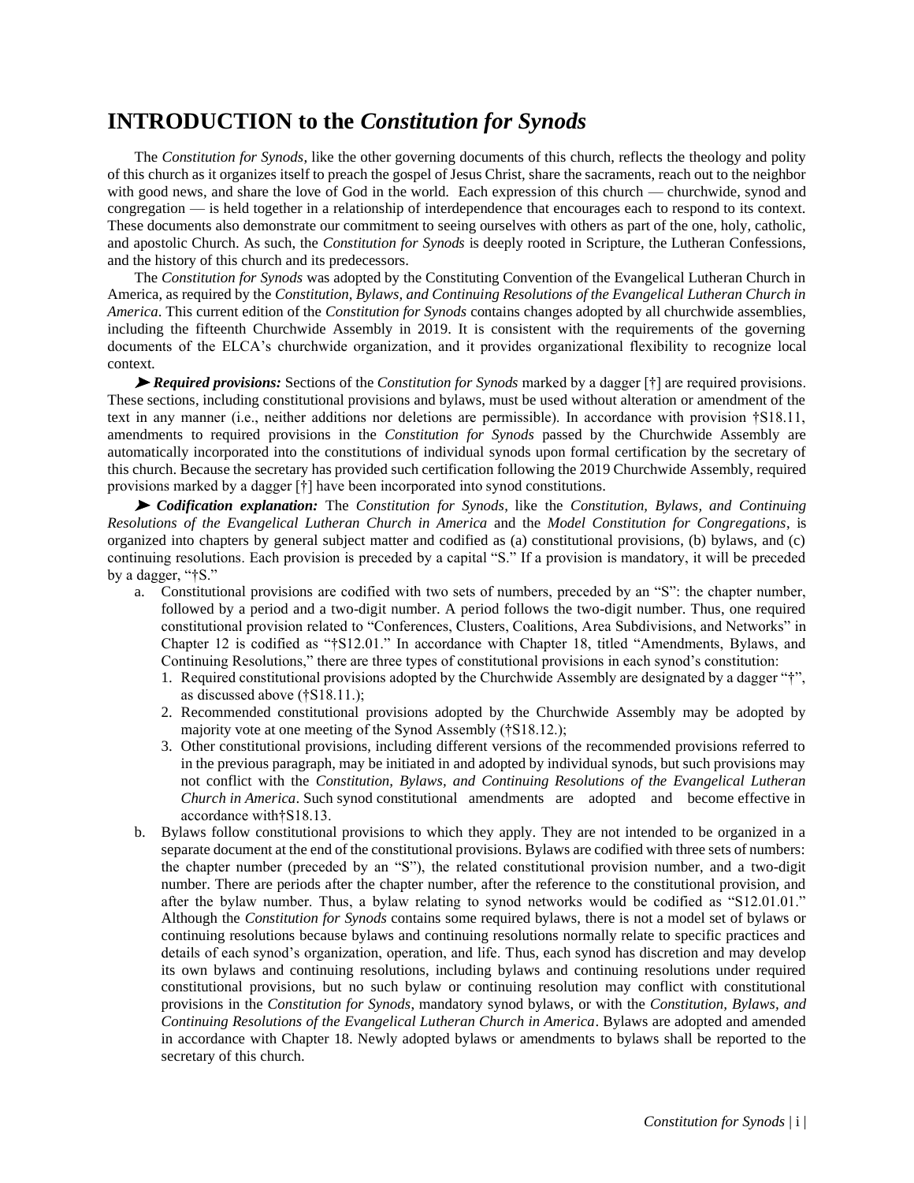# INTRODUCTION to the *Constitution for Synods*

The *Constitution for Synods*, like the other governing documents of this church, reflects the theology and polity of this church as it organizes itself to preach the gospel of Jesus Christ, share the sacraments, reach out to the neighbor with good news, and share the love of God in the world. Each expression of this church — churchwide, synod and congregation — is held together in a relationship of interdependence that encourages each to respond to its context. These documents also demonstrate our commitment to seeing ourselves with others as part of the one, holy, catholic, and apostolic Church. As such, the *Constitution for Synods* is deeply rooted in Scripture, the Lutheran Confessions, and the history of this church and its predecessors.

The *Constitution for Synods* was adopted by the Constituting Convention of the Evangelical Lutheran Church in America, as required by the *Constitution, Bylaws, and Continuing Resolutions of the Evangelical Lutheran Church in America*. This current edition of the *Constitution for Synods* contains changes adopted by all churchwide assemblies, including the fifteenth Churchwide Assembly in 2019. It is consistent with the requirements of the governing documents of the ELCA's churchwide organization, and it provides organizational flexibility to recognize local context.

➤ ***Required provisions:*** Sections of the *Constitution for Synods* marked by a dagger [†] are required provisions. These sections, including constitutional provisions and bylaws, must be used without alteration or amendment of the text in any manner (i.e., neither additions nor deletions are permissible). In accordance with provision †S18.11, amendments to required provisions in the *Constitution for Synods* passed by the Churchwide Assembly are automatically incorporated into the constitutions of individual synods upon formal certification by the secretary of this church. Because the secretary has provided such certification following the 2019 Churchwide Assembly, required provisions marked by a dagger [†] have been incorporated into synod constitutions.

➤ ***Codification explanation:*** The *Constitution for Synods*, like the *Constitution, Bylaws, and Continuing Resolutions of the Evangelical Lutheran Church in America* and the *Model Constitution for Congregations*, is organized into chapters by general subject matter and codified as (a) constitutional provisions, (b) bylaws, and (c) continuing resolutions. Each provision is preceded by a capital "S." If a provision is mandatory, it will be preceded by a dagger, "†S."

a. Constitutional provisions are codified with two sets of numbers, preceded by an "S": the chapter number, followed by a period and a two-digit number. A period follows the two-digit number. Thus, one required constitutional provision related to "Conferences, Clusters, Coalitions, Area Subdivisions, and Networks" in Chapter 12 is codified as "†S12.01." In accordance with Chapter 18, titled "Amendments, Bylaws, and Continuing Resolutions," there are three types of constitutional provisions in each synod's constitution:
   1. Required constitutional provisions adopted by the Churchwide Assembly are designated by a dagger "†", as discussed above (†S18.11.);
   2. Recommended constitutional provisions adopted by the Churchwide Assembly may be adopted by majority vote at one meeting of the Synod Assembly (†S18.12.);
   3. Other constitutional provisions, including different versions of the recommended provisions referred to in the previous paragraph, may be initiated in and adopted by individual synods, but such provisions may not conflict with the *Constitution, Bylaws, and Continuing Resolutions of the Evangelical Lutheran Church in America*. Such synod constitutional amendments are adopted and become effective in accordance with†S18.13.
b. Bylaws follow constitutional provisions to which they apply. They are not intended to be organized in a separate document at the end of the constitutional provisions. Bylaws are codified with three sets of numbers: the chapter number (preceded by an "S"), the related constitutional provision number, and a two-digit number. There are periods after the chapter number, after the reference to the constitutional provision, and after the bylaw number. Thus, a bylaw relating to synod networks would be codified as "S12.01.01." Although the *Constitution for Synods* contains some required bylaws, there is not a model set of bylaws or continuing resolutions because bylaws and continuing resolutions normally relate to specific practices and details of each synod's organization, operation, and life. Thus, each synod has discretion and may develop its own bylaws and continuing resolutions, including bylaws and continuing resolutions under required constitutional provisions, but no such bylaw or continuing resolution may conflict with constitutional provisions in the *Constitution for Synods*, mandatory synod bylaws, or with the *Constitution, Bylaws, and Continuing Resolutions of the Evangelical Lutheran Church in America*. Bylaws are adopted and amended in accordance with Chapter 18. Newly adopted bylaws or amendments to bylaws shall be reported to the secretary of this church.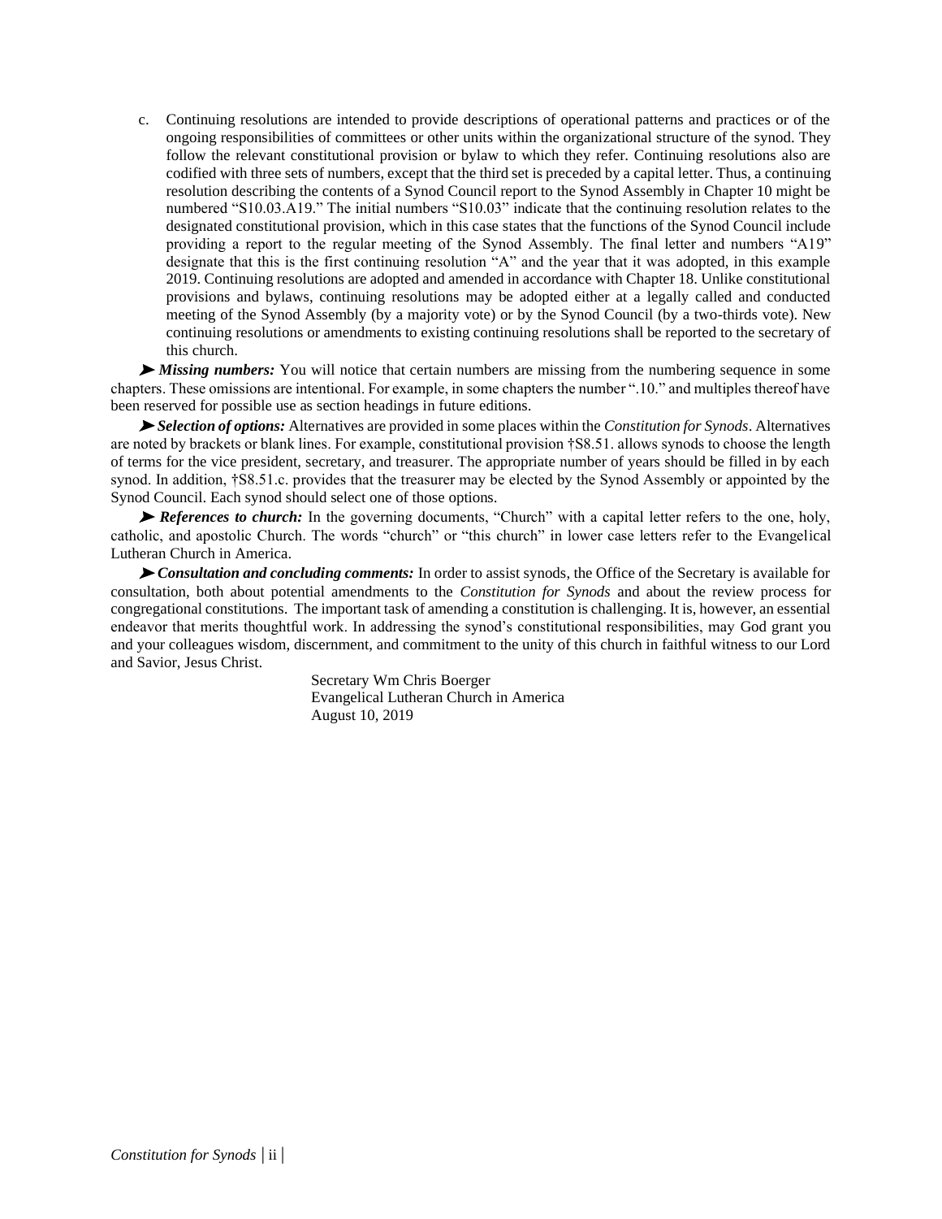c. Continuing resolutions are intended to provide descriptions of operational patterns and practices or of the ongoing responsibilities of committees or other units within the organizational structure of the synod. They follow the relevant constitutional provision or bylaw to which they refer. Continuing resolutions also are codified with three sets of numbers, except that the third set is preceded by a capital letter. Thus, a continuing resolution describing the contents of a Synod Council report to the Synod Assembly in Chapter 10 might be numbered "S10.03.A19." The initial numbers "S10.03" indicate that the continuing resolution relates to the designated constitutional provision, which in this case states that the functions of the Synod Council include providing a report to the regular meeting of the Synod Assembly. The final letter and numbers "A19" designate that this is the first continuing resolution "A" and the year that it was adopted, in this example 2019. Continuing resolutions are adopted and amended in accordance with Chapter 18. Unlike constitutional provisions and bylaws, continuing resolutions may be adopted either at a legally called and conducted meeting of the Synod Assembly (by a majority vote) or by the Synod Council (by a two-thirds vote). New continuing resolutions or amendments to existing continuing resolutions shall be reported to the secretary of this church.

➤ ***Missing numbers:*** You will notice that certain numbers are missing from the numbering sequence in some chapters. These omissions are intentional. For example, in some chapters the number ".10." and multiples thereof have been reserved for possible use as section headings in future editions.

➤ ***Selection of options:*** Alternatives are provided in some places within the *Constitution for Synods*. Alternatives are noted by brackets or blank lines. For example, constitutional provision †S8.51. allows synods to choose the length of terms for the vice president, secretary, and treasurer. The appropriate number of years should be filled in by each synod. In addition, †S8.51.c. provides that the treasurer may be elected by the Synod Assembly or appointed by the Synod Council. Each synod should select one of those options.

➤ ***References to church:*** In the governing documents, "Church" with a capital letter refers to the one, holy, catholic, and apostolic Church. The words "church" or "this church" in lower case letters refer to the Evangelical Lutheran Church in America.

➤ ***Consultation and concluding comments:*** In order to assist synods, the Office of the Secretary is available for consultation, both about potential amendments to the *Constitution for Synods* and about the review process for congregational constitutions. The important task of amending a constitution is challenging. It is, however, an essential endeavor that merits thoughtful work. In addressing the synod's constitutional responsibilities, may God grant you and your colleagues wisdom, discernment, and commitment to the unity of this church in faithful witness to our Lord and Savior, Jesus Christ.

Secretary Wm Chris Boerger
Evangelical Lutheran Church in America
August 10, 2019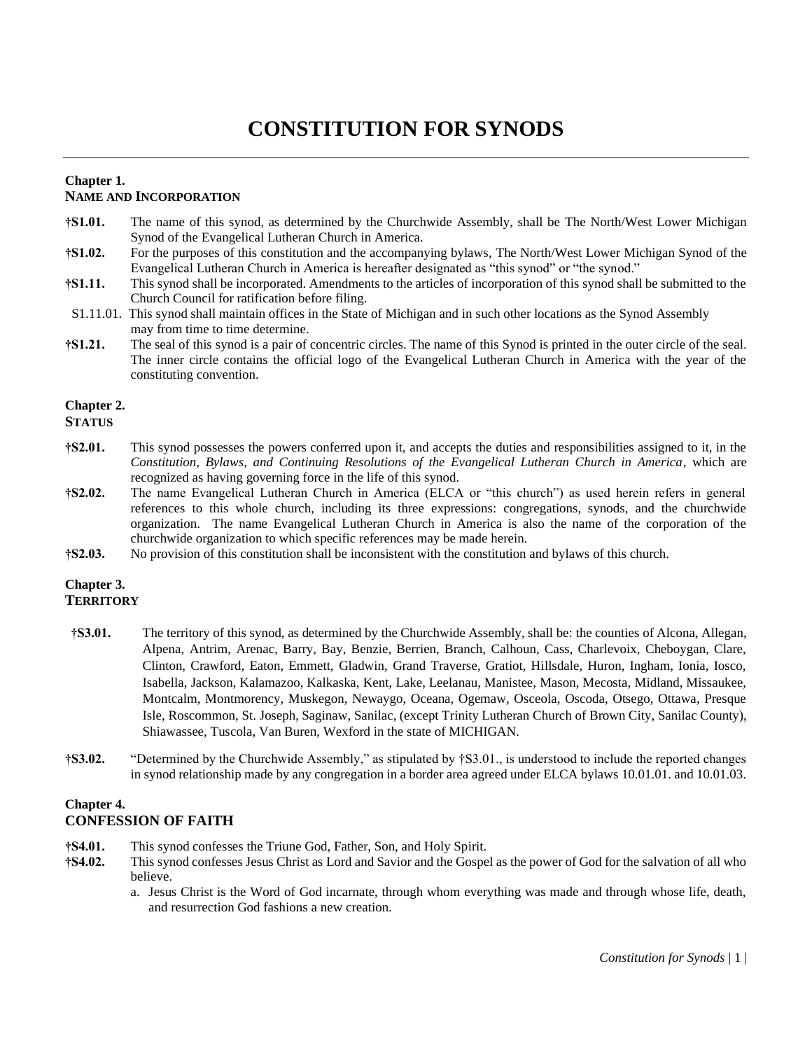# CONSTITUTION FOR SYNODS

## Chapter 1.
## NAME AND INCORPORATION

**†S1.01.** The name of this synod, as determined by the Churchwide Assembly, shall be The North/West Lower Michigan Synod of the Evangelical Lutheran Church in America.

**†S1.02.** For the purposes of this constitution and the accompanying bylaws, The North/West Lower Michigan Synod of the Evangelical Lutheran Church in America is hereafter designated as "this synod" or "the synod."

**†S1.11.** This synod shall be incorporated. Amendments to the articles of incorporation of this synod shall be submitted to the Church Council for ratification before filing.

S1.11.01. This synod shall maintain offices in the State of Michigan and in such other locations as the Synod Assembly may from time to time determine.

**†S1.21.** The seal of this synod is a pair of concentric circles. The name of this Synod is printed in the outer circle of the seal. The inner circle contains the official logo of the Evangelical Lutheran Church in America with the year of the constituting convention.

## Chapter 2.
## STATUS

**†S2.01.** This synod possesses the powers conferred upon it, and accepts the duties and responsibilities assigned to it, in the *Constitution, Bylaws, and Continuing Resolutions of the Evangelical Lutheran Church in America*, which are recognized as having governing force in the life of this synod.

**†S2.02.** The name Evangelical Lutheran Church in America (ELCA or "this church") as used herein refers in general references to this whole church, including its three expressions: congregations, synods, and the churchwide organization. The name Evangelical Lutheran Church in America is also the name of the corporation of the churchwide organization to which specific references may be made herein.

**†S2.03.** No provision of this constitution shall be inconsistent with the constitution and bylaws of this church.

## Chapter 3.
## TERRITORY

**†S3.01.** The territory of this synod, as determined by the Churchwide Assembly, shall be: the counties of Alcona, Allegan, Alpena, Antrim, Arenac, Barry, Bay, Benzie, Berrien, Branch, Calhoun, Cass, Charlevoix, Cheboygan, Clare, Clinton, Crawford, Eaton, Emmett, Gladwin, Grand Traverse, Gratiot, Hillsdale, Huron, Ingham, Ionia, Iosco, Isabella, Jackson, Kalamazoo, Kalkaska, Kent, Lake, Leelanau, Manistee, Mason, Mecosta, Midland, Missaukee, Montcalm, Montmorency, Muskegon, Newaygo, Oceana, Ogemaw, Osceola, Oscoda, Otsego, Ottawa, Presque Isle, Roscommon, St. Joseph, Saginaw, Sanilac, (except Trinity Lutheran Church of Brown City, Sanilac County), Shiawassee, Tuscola, Van Buren, Wexford in the state of MICHIGAN.

**†S3.02.** "Determined by the Churchwide Assembly," as stipulated by †S3.01., is understood to include the reported changes in synod relationship made by any congregation in a border area agreed under ELCA bylaws 10.01.01. and 10.01.03.

## Chapter 4.
## CONFESSION OF FAITH

**†S4.01.** This synod confesses the Triune God, Father, Son, and Holy Spirit.

**†S4.02.** This synod confesses Jesus Christ as Lord and Savior and the Gospel as the power of God for the salvation of all who believe.

a. Jesus Christ is the Word of God incarnate, through whom everything was made and through whose life, death, and resurrection God fashions a new creation.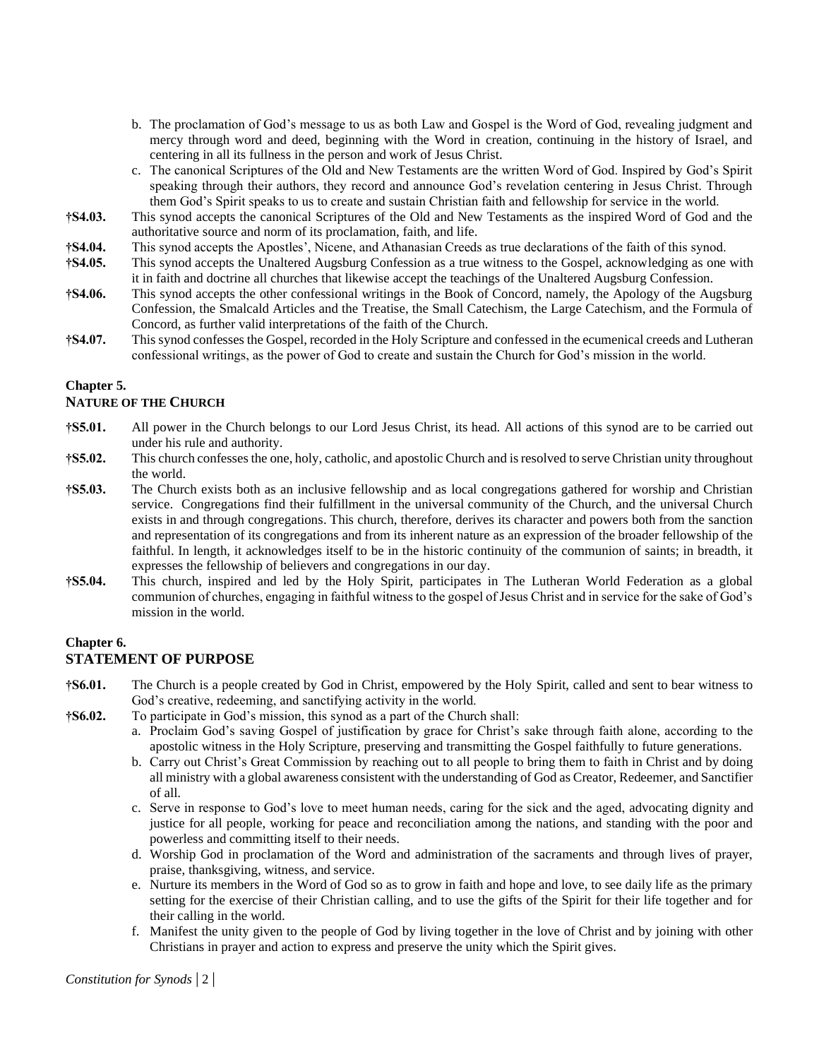b. The proclamation of God's message to us as both Law and Gospel is the Word of God, revealing judgment and mercy through word and deed, beginning with the Word in creation, continuing in the history of Israel, and centering in all its fullness in the person and work of Jesus Christ.

c. The canonical Scriptures of the Old and New Testaments are the written Word of God. Inspired by God's Spirit speaking through their authors, they record and announce God's revelation centering in Jesus Christ. Through them God's Spirit speaks to us to create and sustain Christian faith and fellowship for service in the world.

**†S4.03.** This synod accepts the canonical Scriptures of the Old and New Testaments as the inspired Word of God and the authoritative source and norm of its proclamation, faith, and life.

**†S4.04.** This synod accepts the Apostles', Nicene, and Athanasian Creeds as true declarations of the faith of this synod.

**†S4.05.** This synod accepts the Unaltered Augsburg Confession as a true witness to the Gospel, acknowledging as one with it in faith and doctrine all churches that likewise accept the teachings of the Unaltered Augsburg Confession.

**†S4.06.** This synod accepts the other confessional writings in the Book of Concord, namely, the Apology of the Augsburg Confession, the Smalcald Articles and the Treatise, the Small Catechism, the Large Catechism, and the Formula of Concord, as further valid interpretations of the faith of the Church.

**†S4.07.** This synod confesses the Gospel, recorded in the Holy Scripture and confessed in the ecumenical creeds and Lutheran confessional writings, as the power of God to create and sustain the Church for God's mission in the world.

## Chapter 5.
## NATURE OF THE CHURCH

**†S5.01.** All power in the Church belongs to our Lord Jesus Christ, its head. All actions of this synod are to be carried out under his rule and authority.

**†S5.02.** This church confesses the one, holy, catholic, and apostolic Church and is resolved to serve Christian unity throughout the world.

**†S5.03.** The Church exists both as an inclusive fellowship and as local congregations gathered for worship and Christian service. Congregations find their fulfillment in the universal community of the Church, and the universal Church exists in and through congregations. This church, therefore, derives its character and powers both from the sanction and representation of its congregations and from its inherent nature as an expression of the broader fellowship of the faithful. In length, it acknowledges itself to be in the historic continuity of the communion of saints; in breadth, it expresses the fellowship of believers and congregations in our day.

**†S5.04.** This church, inspired and led by the Holy Spirit, participates in The Lutheran World Federation as a global communion of churches, engaging in faithful witness to the gospel of Jesus Christ and in service for the sake of God's mission in the world.

## Chapter 6.
## STATEMENT OF PURPOSE

**†S6.01.** The Church is a people created by God in Christ, empowered by the Holy Spirit, called and sent to bear witness to God's creative, redeeming, and sanctifying activity in the world.

**†S6.02.** To participate in God's mission, this synod as a part of the Church shall:

a. Proclaim God's saving Gospel of justification by grace for Christ's sake through faith alone, according to the apostolic witness in the Holy Scripture, preserving and transmitting the Gospel faithfully to future generations.

b. Carry out Christ's Great Commission by reaching out to all people to bring them to faith in Christ and by doing all ministry with a global awareness consistent with the understanding of God as Creator, Redeemer, and Sanctifier of all.

c. Serve in response to God's love to meet human needs, caring for the sick and the aged, advocating dignity and justice for all people, working for peace and reconciliation among the nations, and standing with the poor and powerless and committing itself to their needs.

d. Worship God in proclamation of the Word and administration of the sacraments and through lives of prayer, praise, thanksgiving, witness, and service.

e. Nurture its members in the Word of God so as to grow in faith and hope and love, to see daily life as the primary setting for the exercise of their Christian calling, and to use the gifts of the Spirit for their life together and for their calling in the world.

f. Manifest the unity given to the people of God by living together in the love of Christ and by joining with other Christians in prayer and action to express and preserve the unity which the Spirit gives.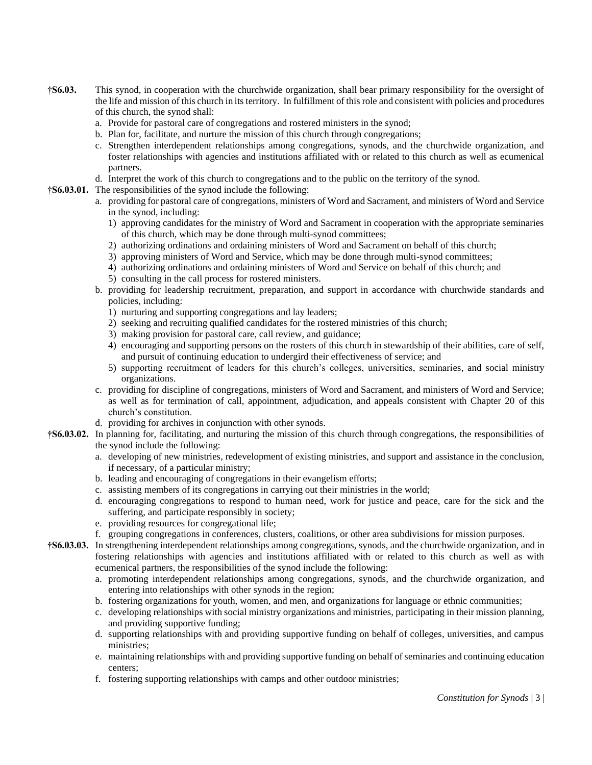**†S6.03.** This synod, in cooperation with the churchwide organization, shall bear primary responsibility for the oversight of the life and mission of this church in its territory. In fulfillment of this role and consistent with policies and procedures of this church, the synod shall:

a. Provide for pastoral care of congregations and rostered ministers in the synod;

b. Plan for, facilitate, and nurture the mission of this church through congregations;

c. Strengthen interdependent relationships among congregations, synods, and the churchwide organization, and foster relationships with agencies and institutions affiliated with or related to this church as well as ecumenical partners.

d. Interpret the work of this church to congregations and to the public on the territory of the synod.

**†S6.03.01.** The responsibilities of the synod include the following:

a. providing for pastoral care of congregations, ministers of Word and Sacrament, and ministers of Word and Service in the synod, including:
   1) approving candidates for the ministry of Word and Sacrament in cooperation with the appropriate seminaries of this church, which may be done through multi-synod committees;
   2) authorizing ordinations and ordaining ministers of Word and Sacrament on behalf of this church;
   3) approving ministers of Word and Service, which may be done through multi-synod committees;
   4) authorizing ordinations and ordaining ministers of Word and Service on behalf of this church; and
   5) consulting in the call process for rostered ministers.

b. providing for leadership recruitment, preparation, and support in accordance with churchwide standards and policies, including:
   1) nurturing and supporting congregations and lay leaders;
   2) seeking and recruiting qualified candidates for the rostered ministries of this church;
   3) making provision for pastoral care, call review, and guidance;
   4) encouraging and supporting persons on the rosters of this church in stewardship of their abilities, care of self, and pursuit of continuing education to undergird their effectiveness of service; and
   5) supporting recruitment of leaders for this church's colleges, universities, seminaries, and social ministry organizations.

c. providing for discipline of congregations, ministers of Word and Sacrament, and ministers of Word and Service; as well as for termination of call, appointment, adjudication, and appeals consistent with Chapter 20 of this church's constitution.

d. providing for archives in conjunction with other synods.

**†S6.03.02.** In planning for, facilitating, and nurturing the mission of this church through congregations, the responsibilities of the synod include the following:

a. developing of new ministries, redevelopment of existing ministries, and support and assistance in the conclusion, if necessary, of a particular ministry;

b. leading and encouraging of congregations in their evangelism efforts;

c. assisting members of its congregations in carrying out their ministries in the world;

d. encouraging congregations to respond to human need, work for justice and peace, care for the sick and the suffering, and participate responsibly in society;

e. providing resources for congregational life;

f. grouping congregations in conferences, clusters, coalitions, or other area subdivisions for mission purposes.

**†S6.03.03.** In strengthening interdependent relationships among congregations, synods, and the churchwide organization, and in fostering relationships with agencies and institutions affiliated with or related to this church as well as with ecumenical partners, the responsibilities of the synod include the following:

a. promoting interdependent relationships among congregations, synods, and the churchwide organization, and entering into relationships with other synods in the region;

b. fostering organizations for youth, women, and men, and organizations for language or ethnic communities;

c. developing relationships with social ministry organizations and ministries, participating in their mission planning, and providing supportive funding;

d. supporting relationships with and providing supportive funding on behalf of colleges, universities, and campus ministries;

e. maintaining relationships with and providing supportive funding on behalf of seminaries and continuing education centers;

f. fostering supporting relationships with camps and other outdoor ministries;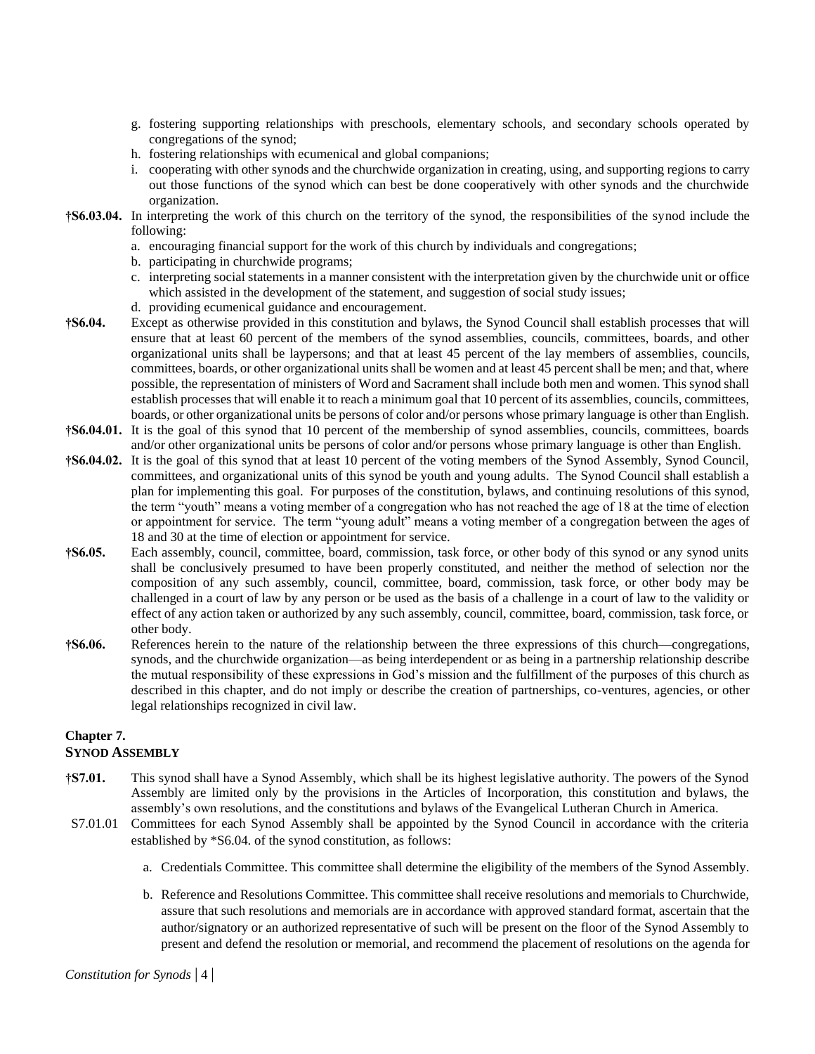g. fostering supporting relationships with preschools, elementary schools, and secondary schools operated by congregations of the synod;
h. fostering relationships with ecumenical and global companions;
i. cooperating with other synods and the churchwide organization in creating, using, and supporting regions to carry out those functions of the synod which can best be done cooperatively with other synods and the churchwide organization.

**†S6.03.04.** In interpreting the work of this church on the territory of the synod, the responsibilities of the synod include the following:

a. encouraging financial support for the work of this church by individuals and congregations;
b. participating in churchwide programs;
c. interpreting social statements in a manner consistent with the interpretation given by the churchwide unit or office which assisted in the development of the statement, and suggestion of social study issues;
d. providing ecumenical guidance and encouragement.

**†S6.04.** Except as otherwise provided in this constitution and bylaws, the Synod Council shall establish processes that will ensure that at least 60 percent of the members of the synod assemblies, councils, committees, boards, and other organizational units shall be laypersons; and that at least 45 percent of the lay members of assemblies, councils, committees, boards, or other organizational units shall be women and at least 45 percent shall be men; and that, where possible, the representation of ministers of Word and Sacrament shall include both men and women. This synod shall establish processes that will enable it to reach a minimum goal that 10 percent of its assemblies, councils, committees, boards, or other organizational units be persons of color and/or persons whose primary language is other than English.

**†S6.04.01.** It is the goal of this synod that 10 percent of the membership of synod assemblies, councils, committees, boards and/or other organizational units be persons of color and/or persons whose primary language is other than English.

**†S6.04.02.** It is the goal of this synod that at least 10 percent of the voting members of the Synod Assembly, Synod Council, committees, and organizational units of this synod be youth and young adults. The Synod Council shall establish a plan for implementing this goal. For purposes of the constitution, bylaws, and continuing resolutions of this synod, the term "youth" means a voting member of a congregation who has not reached the age of 18 at the time of election or appointment for service. The term "young adult" means a voting member of a congregation between the ages of 18 and 30 at the time of election or appointment for service.

**†S6.05.** Each assembly, council, committee, board, commission, task force, or other body of this synod or any synod units shall be conclusively presumed to have been properly constituted, and neither the method of selection nor the composition of any such assembly, council, committee, board, commission, task force, or other body may be challenged in a court of law by any person or be used as the basis of a challenge in a court of law to the validity or effect of any action taken or authorized by any such assembly, council, committee, board, commission, task force, or other body.

**†S6.06.** References herein to the nature of the relationship between the three expressions of this church—congregations, synods, and the churchwide organization—as being interdependent or as being in a partnership relationship describe the mutual responsibility of these expressions in God's mission and the fulfillment of the purposes of this church as described in this chapter, and do not imply or describe the creation of partnerships, co-ventures, agencies, or other legal relationships recognized in civil law.

## Chapter 7.
## SYNOD ASSEMBLY

**†S7.01.** This synod shall have a Synod Assembly, which shall be its highest legislative authority. The powers of the Synod Assembly are limited only by the provisions in the Articles of Incorporation, this constitution and bylaws, the assembly's own resolutions, and the constitutions and bylaws of the Evangelical Lutheran Church in America.

S7.01.01 Committees for each Synod Assembly shall be appointed by the Synod Council in accordance with the criteria established by *S6.04. of the synod constitution, as follows:

a. Credentials Committee. This committee shall determine the eligibility of the members of the Synod Assembly.

b. Reference and Resolutions Committee. This committee shall receive resolutions and memorials to Churchwide, assure that such resolutions and memorials are in accordance with approved standard format, ascertain that the author/signatory or an authorized representative of such will be present on the floor of the Synod Assembly to present and defend the resolution or memorial, and recommend the placement of resolutions on the agenda for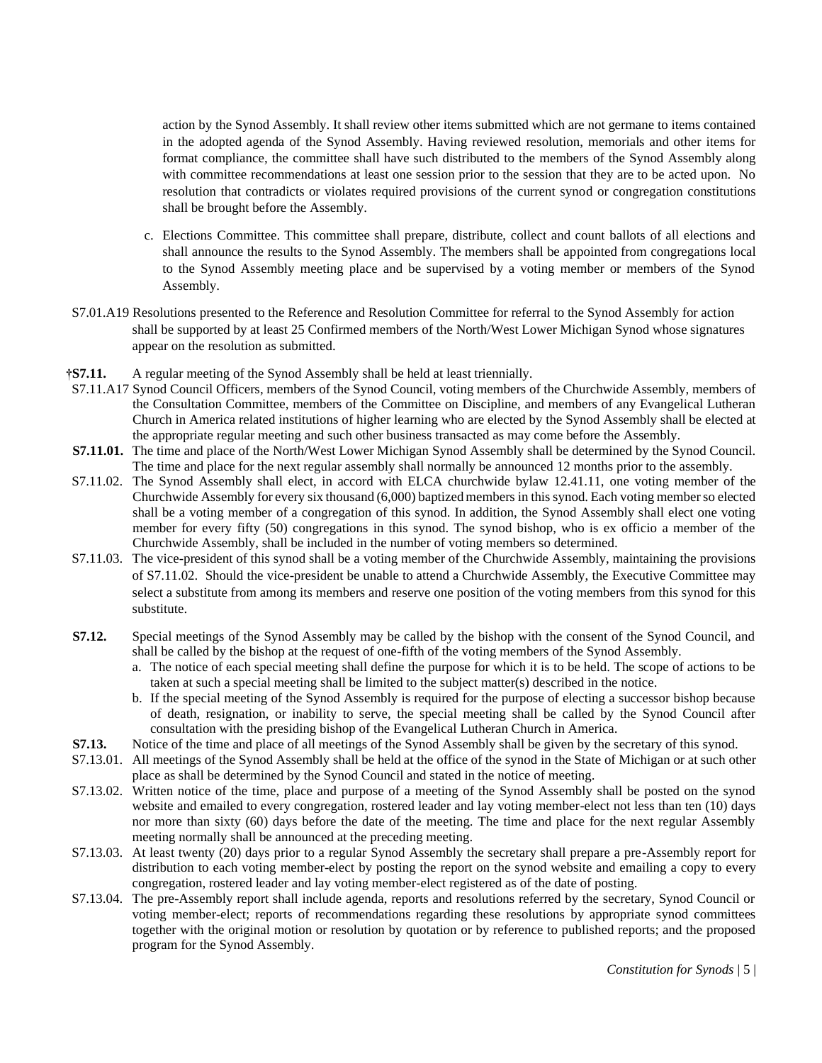action by the Synod Assembly. It shall review other items submitted which are not germane to items contained in the adopted agenda of the Synod Assembly. Having reviewed resolution, memorials and other items for format compliance, the committee shall have such distributed to the members of the Synod Assembly along with committee recommendations at least one session prior to the session that they are to be acted upon. No resolution that contradicts or violates required provisions of the current synod or congregation constitutions shall be brought before the Assembly.

c. Elections Committee. This committee shall prepare, distribute, collect and count ballots of all elections and shall announce the results to the Synod Assembly. The members shall be appointed from congregations local to the Synod Assembly meeting place and be supervised by a voting member or members of the Synod Assembly.

S7.01.A19 Resolutions presented to the Reference and Resolution Committee for referral to the Synod Assembly for action shall be supported by at least 25 Confirmed members of the North/West Lower Michigan Synod whose signatures appear on the resolution as submitted.

**†S7.11.** A regular meeting of the Synod Assembly shall be held at least triennially.

S7.11.A17 Synod Council Officers, members of the Synod Council, voting members of the Churchwide Assembly, members of the Consultation Committee, members of the Committee on Discipline, and members of any Evangelical Lutheran Church in America related institutions of higher learning who are elected by the Synod Assembly shall be elected at the appropriate regular meeting and such other business transacted as may come before the Assembly.

**S7.11.01.** The time and place of the North/West Lower Michigan Synod Assembly shall be determined by the Synod Council. The time and place for the next regular assembly shall normally be announced 12 months prior to the assembly.

S7.11.02. The Synod Assembly shall elect, in accord with ELCA churchwide bylaw 12.41.11, one voting member of the Churchwide Assembly for every six thousand (6,000) baptized members in this synod. Each voting member so elected shall be a voting member of a congregation of this synod. In addition, the Synod Assembly shall elect one voting member for every fifty (50) congregations in this synod. The synod bishop, who is ex officio a member of the Churchwide Assembly, shall be included in the number of voting members so determined.

S7.11.03. The vice-president of this synod shall be a voting member of the Churchwide Assembly, maintaining the provisions of S7.11.02. Should the vice-president be unable to attend a Churchwide Assembly, the Executive Committee may select a substitute from among its members and reserve one position of the voting members from this synod for this substitute.

**S7.12.** Special meetings of the Synod Assembly may be called by the bishop with the consent of the Synod Council, and shall be called by the bishop at the request of one-fifth of the voting members of the Synod Assembly.

a. The notice of each special meeting shall define the purpose for which it is to be held. The scope of actions to be taken at such a special meeting shall be limited to the subject matter(s) described in the notice.

b. If the special meeting of the Synod Assembly is required for the purpose of electing a successor bishop because of death, resignation, or inability to serve, the special meeting shall be called by the Synod Council after consultation with the presiding bishop of the Evangelical Lutheran Church in America.

**S7.13.** Notice of the time and place of all meetings of the Synod Assembly shall be given by the secretary of this synod.

S7.13.01. All meetings of the Synod Assembly shall be held at the office of the synod in the State of Michigan or at such other place as shall be determined by the Synod Council and stated in the notice of meeting.

S7.13.02. Written notice of the time, place and purpose of a meeting of the Synod Assembly shall be posted on the synod website and emailed to every congregation, rostered leader and lay voting member-elect not less than ten (10) days nor more than sixty (60) days before the date of the meeting. The time and place for the next regular Assembly meeting normally shall be announced at the preceding meeting.

S7.13.03. At least twenty (20) days prior to a regular Synod Assembly the secretary shall prepare a pre-Assembly report for distribution to each voting member-elect by posting the report on the synod website and emailing a copy to every congregation, rostered leader and lay voting member-elect registered as of the date of posting.

S7.13.04. The pre-Assembly report shall include agenda, reports and resolutions referred by the secretary, Synod Council or voting member-elect; reports of recommendations regarding these resolutions by appropriate synod committees together with the original motion or resolution by quotation or by reference to published reports; and the proposed program for the Synod Assembly.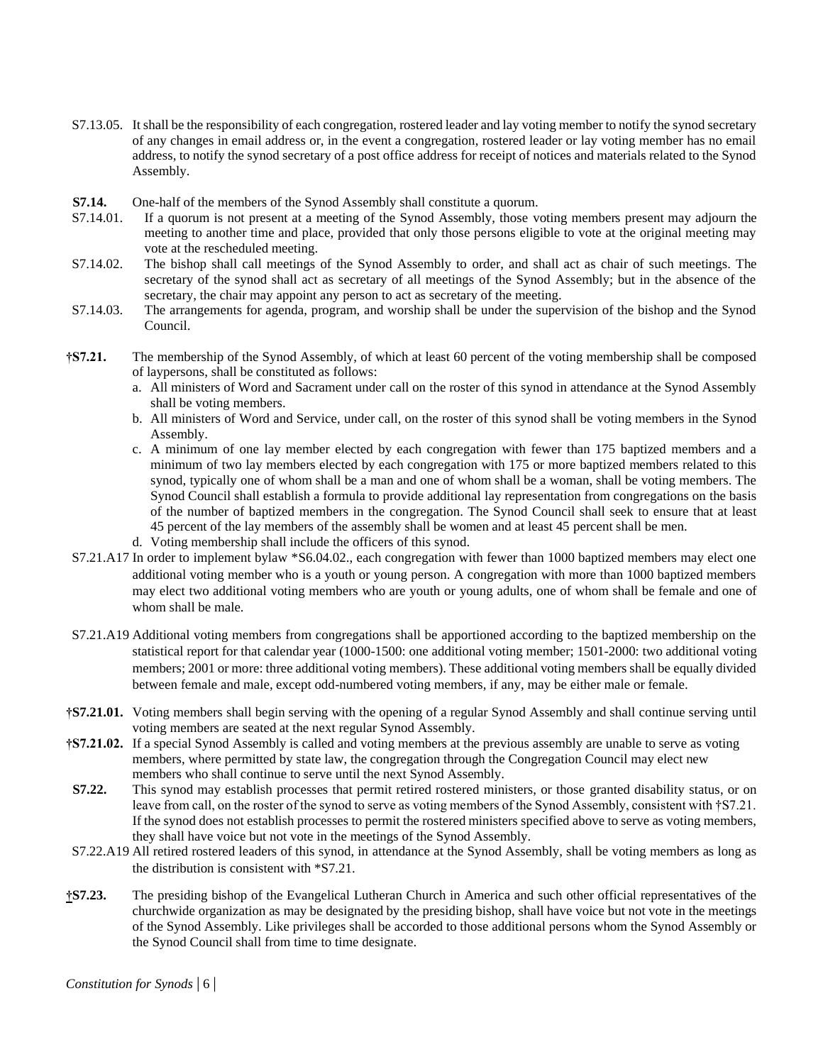S7.13.05. It shall be the responsibility of each congregation, rostered leader and lay voting member to notify the synod secretary of any changes in email address or, in the event a congregation, rostered leader or lay voting member has no email address, to notify the synod secretary of a post office address for receipt of notices and materials related to the Synod Assembly.

**S7.14.** One-half of the members of the Synod Assembly shall constitute a quorum.

S7.14.01. If a quorum is not present at a meeting of the Synod Assembly, those voting members present may adjourn the meeting to another time and place, provided that only those persons eligible to vote at the original meeting may vote at the rescheduled meeting.

S7.14.02. The bishop shall call meetings of the Synod Assembly to order, and shall act as chair of such meetings. The secretary of the synod shall act as secretary of all meetings of the Synod Assembly; but in the absence of the secretary, the chair may appoint any person to act as secretary of the meeting.

S7.14.03. The arrangements for agenda, program, and worship shall be under the supervision of the bishop and the Synod Council.

**†S7.21.** The membership of the Synod Assembly, of which at least 60 percent of the voting membership shall be composed of laypersons, shall be constituted as follows:

a. All ministers of Word and Sacrament under call on the roster of this synod in attendance at the Synod Assembly shall be voting members.
b. All ministers of Word and Service, under call, on the roster of this synod shall be voting members in the Synod Assembly.
c. A minimum of one lay member elected by each congregation with fewer than 175 baptized members and a minimum of two lay members elected by each congregation with 175 or more baptized members related to this synod, typically one of whom shall be a man and one of whom shall be a woman, shall be voting members. The Synod Council shall establish a formula to provide additional lay representation from congregations on the basis of the number of baptized members in the congregation. The Synod Council shall seek to ensure that at least 45 percent of the lay members of the assembly shall be women and at least 45 percent shall be men.
d. Voting membership shall include the officers of this synod.

S7.21.A17 In order to implement bylaw *S6.04.02., each congregation with fewer than 1000 baptized members may elect one additional voting member who is a youth or young person. A congregation with more than 1000 baptized members may elect two additional voting members who are youth or young adults, one of whom shall be female and one of whom shall be male.

S7.21.A19 Additional voting members from congregations shall be apportioned according to the baptized membership on the statistical report for that calendar year (1000-1500: one additional voting member; 1501-2000: two additional voting members; 2001 or more: three additional voting members). These additional voting members shall be equally divided between female and male, except odd-numbered voting members, if any, may be either male or female.

**†S7.21.01.** Voting members shall begin serving with the opening of a regular Synod Assembly and shall continue serving until voting members are seated at the next regular Synod Assembly.

**†S7.21.02.** If a special Synod Assembly is called and voting members at the previous assembly are unable to serve as voting members, where permitted by state law, the congregation through the Congregation Council may elect new members who shall continue to serve until the next Synod Assembly.

**S7.22.** This synod may establish processes that permit retired rostered ministers, or those granted disability status, or on leave from call, on the roster of the synod to serve as voting members of the Synod Assembly, consistent with †S7.21. If the synod does not establish processes to permit the rostered ministers specified above to serve as voting members, they shall have voice but not vote in the meetings of the Synod Assembly.

S7.22.A19 All retired rostered leaders of this synod, in attendance at the Synod Assembly, shall be voting members as long as the distribution is consistent with *S7.21.

**†S7.23.** The presiding bishop of the Evangelical Lutheran Church in America and such other official representatives of the churchwide organization as may be designated by the presiding bishop, shall have voice but not vote in the meetings of the Synod Assembly. Like privileges shall be accorded to those additional persons whom the Synod Assembly or the Synod Council shall from time to time designate.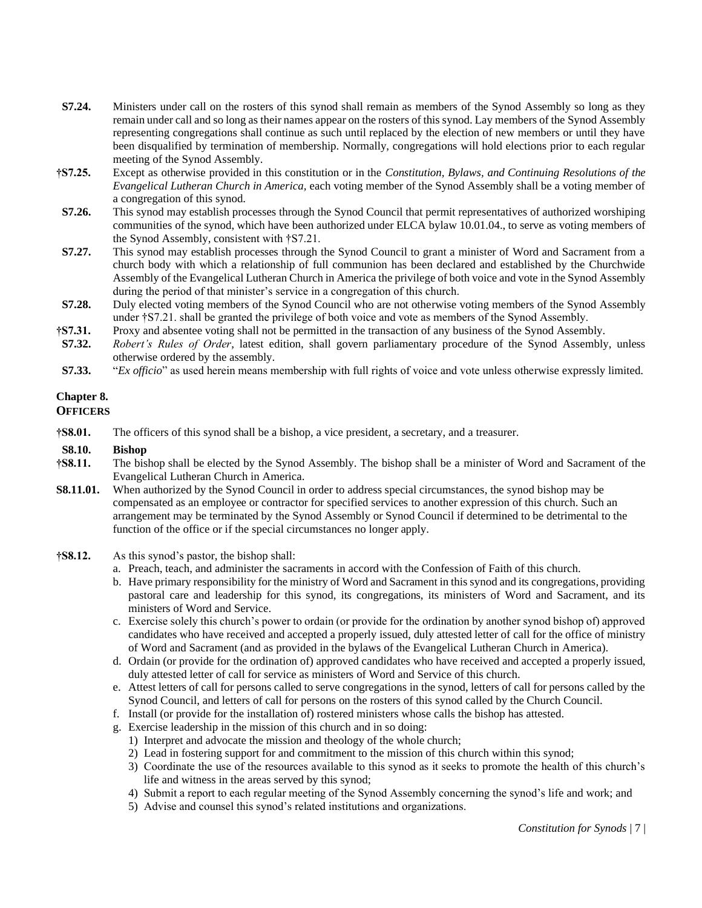**S7.24.** Ministers under call on the rosters of this synod shall remain as members of the Synod Assembly so long as they remain under call and so long as their names appear on the rosters of this synod. Lay members of the Synod Assembly representing congregations shall continue as such until replaced by the election of new members or until they have been disqualified by termination of membership. Normally, congregations will hold elections prior to each regular meeting of the Synod Assembly.

**†S7.25.** Except as otherwise provided in this constitution or in the *Constitution, Bylaws, and Continuing Resolutions of the Evangelical Lutheran Church in America*, each voting member of the Synod Assembly shall be a voting member of a congregation of this synod.

**S7.26.** This synod may establish processes through the Synod Council that permit representatives of authorized worshiping communities of the synod, which have been authorized under ELCA bylaw 10.01.04., to serve as voting members of the Synod Assembly, consistent with †S7.21.

**S7.27.** This synod may establish processes through the Synod Council to grant a minister of Word and Sacrament from a church body with which a relationship of full communion has been declared and established by the Churchwide Assembly of the Evangelical Lutheran Church in America the privilege of both voice and vote in the Synod Assembly during the period of that minister's service in a congregation of this church.

**S7.28.** Duly elected voting members of the Synod Council who are not otherwise voting members of the Synod Assembly under †S7.21. shall be granted the privilege of both voice and vote as members of the Synod Assembly.

**†S7.31.** Proxy and absentee voting shall not be permitted in the transaction of any business of the Synod Assembly.

**S7.32.** *Robert's Rules of Order*, latest edition, shall govern parliamentary procedure of the Synod Assembly, unless otherwise ordered by the assembly.

**S7.33.** "*Ex officio*" as used herein means membership with full rights of voice and vote unless otherwise expressly limited.

## Chapter 8.
## OFFICERS

**†S8.01.** The officers of this synod shall be a bishop, a vice president, a secretary, and a treasurer.

**S8.10. Bishop**

**†S8.11.** The bishop shall be elected by the Synod Assembly. The bishop shall be a minister of Word and Sacrament of the Evangelical Lutheran Church in America.

**S8.11.01.** When authorized by the Synod Council in order to address special circumstances, the synod bishop may be compensated as an employee or contractor for specified services to another expression of this church. Such an arrangement may be terminated by the Synod Assembly or Synod Council if determined to be detrimental to the function of the office or if the special circumstances no longer apply.

**†S8.12.** As this synod's pastor, the bishop shall:

a. Preach, teach, and administer the sacraments in accord with the Confession of Faith of this church.
b. Have primary responsibility for the ministry of Word and Sacrament in this synod and its congregations, providing pastoral care and leadership for this synod, its congregations, its ministers of Word and Sacrament, and its ministers of Word and Service.
c. Exercise solely this church's power to ordain (or provide for the ordination by another synod bishop of) approved candidates who have received and accepted a properly issued, duly attested letter of call for the office of ministry of Word and Sacrament (and as provided in the bylaws of the Evangelical Lutheran Church in America).
d. Ordain (or provide for the ordination of) approved candidates who have received and accepted a properly issued, duly attested letter of call for service as ministers of Word and Service of this church.
e. Attest letters of call for persons called to serve congregations in the synod, letters of call for persons called by the Synod Council, and letters of call for persons on the rosters of this synod called by the Church Council.
f. Install (or provide for the installation of) rostered ministers whose calls the bishop has attested.
g. Exercise leadership in the mission of this church and in so doing:
    1) Interpret and advocate the mission and theology of the whole church;
    2) Lead in fostering support for and commitment to the mission of this church within this synod;
    3) Coordinate the use of the resources available to this synod as it seeks to promote the health of this church's life and witness in the areas served by this synod;
    4) Submit a report to each regular meeting of the Synod Assembly concerning the synod's life and work; and
    5) Advise and counsel this synod's related institutions and organizations.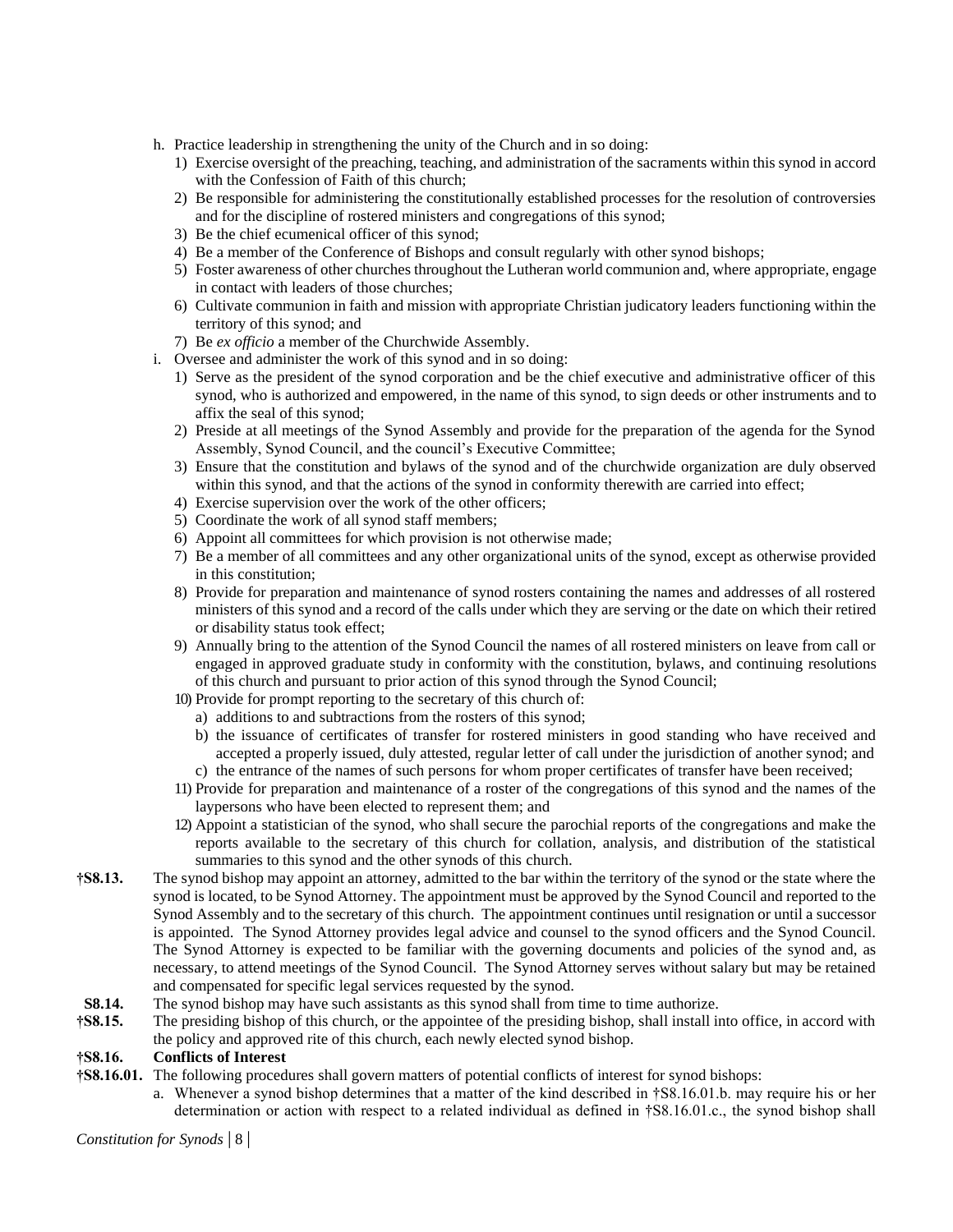h. Practice leadership in strengthening the unity of the Church and in so doing:
   1) Exercise oversight of the preaching, teaching, and administration of the sacraments within this synod in accord with the Confession of Faith of this church;
   2) Be responsible for administering the constitutionally established processes for the resolution of controversies and for the discipline of rostered ministers and congregations of this synod;
   3) Be the chief ecumenical officer of this synod;
   4) Be a member of the Conference of Bishops and consult regularly with other synod bishops;
   5) Foster awareness of other churches throughout the Lutheran world communion and, where appropriate, engage in contact with leaders of those churches;
   6) Cultivate communion in faith and mission with appropriate Christian judicatory leaders functioning within the territory of this synod; and
   7) Be *ex officio* a member of the Churchwide Assembly.

i. Oversee and administer the work of this synod and in so doing:
   1) Serve as the president of the synod corporation and be the chief executive and administrative officer of this synod, who is authorized and empowered, in the name of this synod, to sign deeds or other instruments and to affix the seal of this synod;
   2) Preside at all meetings of the Synod Assembly and provide for the preparation of the agenda for the Synod Assembly, Synod Council, and the council's Executive Committee;
   3) Ensure that the constitution and bylaws of the synod and of the churchwide organization are duly observed within this synod, and that the actions of the synod in conformity therewith are carried into effect;
   4) Exercise supervision over the work of the other officers;
   5) Coordinate the work of all synod staff members;
   6) Appoint all committees for which provision is not otherwise made;
   7) Be a member of all committees and any other organizational units of the synod, except as otherwise provided in this constitution;
   8) Provide for preparation and maintenance of synod rosters containing the names and addresses of all rostered ministers of this synod and a record of the calls under which they are serving or the date on which their retired or disability status took effect;
   9) Annually bring to the attention of the Synod Council the names of all rostered ministers on leave from call or engaged in approved graduate study in conformity with the constitution, bylaws, and continuing resolutions of this church and pursuant to prior action of this synod through the Synod Council;
   10) Provide for prompt reporting to the secretary of this church of:
       a) additions to and subtractions from the rosters of this synod;
       b) the issuance of certificates of transfer for rostered ministers in good standing who have received and accepted a properly issued, duly attested, regular letter of call under the jurisdiction of another synod; and
       c) the entrance of the names of such persons for whom proper certificates of transfer have been received;
   11) Provide for preparation and maintenance of a roster of the congregations of this synod and the names of the laypersons who have been elected to represent them; and
   12) Appoint a statistician of the synod, who shall secure the parochial reports of the congregations and make the reports available to the secretary of this church for collation, analysis, and distribution of the statistical summaries to this synod and the other synods of this church.

**†S8.13.** The synod bishop may appoint an attorney, admitted to the bar within the territory of the synod or the state where the synod is located, to be Synod Attorney. The appointment must be approved by the Synod Council and reported to the Synod Assembly and to the secretary of this church. The appointment continues until resignation or until a successor is appointed. The Synod Attorney provides legal advice and counsel to the synod officers and the Synod Council. The Synod Attorney is expected to be familiar with the governing documents and policies of the synod and, as necessary, to attend meetings of the Synod Council. The Synod Attorney serves without salary but may be retained and compensated for specific legal services requested by the synod.

**S8.14.** The synod bishop may have such assistants as this synod shall from time to time authorize.

**†S8.15.** The presiding bishop of this church, or the appointee of the presiding bishop, shall install into office, in accord with the policy and approved rite of this church, each newly elected synod bishop.

**†S8.16. Conflicts of Interest**

**†S8.16.01.** The following procedures shall govern matters of potential conflicts of interest for synod bishops:

a. Whenever a synod bishop determines that a matter of the kind described in †S8.16.01.b. may require his or her determination or action with respect to a related individual as defined in †S8.16.01.c., the synod bishop shall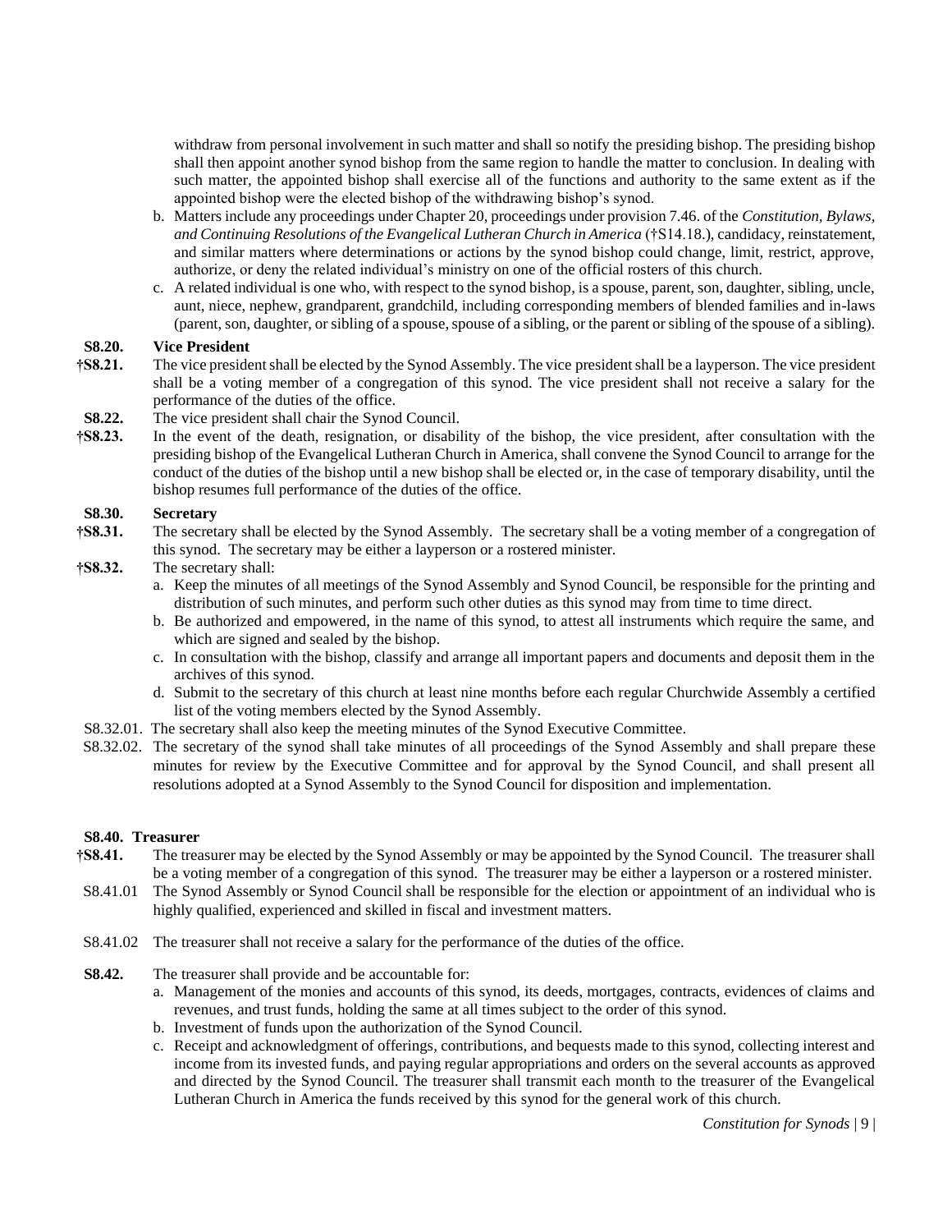withdraw from personal involvement in such matter and shall so notify the presiding bishop. The presiding bishop shall then appoint another synod bishop from the same region to handle the matter to conclusion. In dealing with such matter, the appointed bishop shall exercise all of the functions and authority to the same extent as if the appointed bishop were the elected bishop of the withdrawing bishop's synod.

b. Matters include any proceedings under Chapter 20, proceedings under provision 7.46. of the *Constitution, Bylaws, and Continuing Resolutions of the Evangelical Lutheran Church in America* (†S14.18.), candidacy, reinstatement, and similar matters where determinations or actions by the synod bishop could change, limit, restrict, approve, authorize, or deny the related individual's ministry on one of the official rosters of this church.

c. A related individual is one who, with respect to the synod bishop, is a spouse, parent, son, daughter, sibling, uncle, aunt, niece, nephew, grandparent, grandchild, including corresponding members of blended families and in-laws (parent, son, daughter, or sibling of a spouse, spouse of a sibling, or the parent or sibling of the spouse of a sibling).

**S8.20. Vice President**

**†S8.21.** The vice president shall be elected by the Synod Assembly. The vice president shall be a layperson. The vice president shall be a voting member of a congregation of this synod. The vice president shall not receive a salary for the performance of the duties of the office.

**S8.22.** The vice president shall chair the Synod Council.

**†S8.23.** In the event of the death, resignation, or disability of the bishop, the vice president, after consultation with the presiding bishop of the Evangelical Lutheran Church in America, shall convene the Synod Council to arrange for the conduct of the duties of the bishop until a new bishop shall be elected or, in the case of temporary disability, until the bishop resumes full performance of the duties of the office.

**S8.30. Secretary**

**†S8.31.** The secretary shall be elected by the Synod Assembly. The secretary shall be a voting member of a congregation of this synod. The secretary may be either a layperson or a rostered minister.

**†S8.32.** The secretary shall:

a. Keep the minutes of all meetings of the Synod Assembly and Synod Council, be responsible for the printing and distribution of such minutes, and perform such other duties as this synod may from time to time direct.

b. Be authorized and empowered, in the name of this synod, to attest all instruments which require the same, and which are signed and sealed by the bishop.

c. In consultation with the bishop, classify and arrange all important papers and documents and deposit them in the archives of this synod.

d. Submit to the secretary of this church at least nine months before each regular Churchwide Assembly a certified list of the voting members elected by the Synod Assembly.

S8.32.01. The secretary shall also keep the meeting minutes of the Synod Executive Committee.

S8.32.02. The secretary of the synod shall take minutes of all proceedings of the Synod Assembly and shall prepare these minutes for review by the Executive Committee and for approval by the Synod Council, and shall present all resolutions adopted at a Synod Assembly to the Synod Council for disposition and implementation.

**S8.40. Treasurer**

**†S8.41.** The treasurer may be elected by the Synod Assembly or may be appointed by the Synod Council. The treasurer shall be a voting member of a congregation of this synod. The treasurer may be either a layperson or a rostered minister.

S8.41.01 The Synod Assembly or Synod Council shall be responsible for the election or appointment of an individual who is highly qualified, experienced and skilled in fiscal and investment matters.

S8.41.02 The treasurer shall not receive a salary for the performance of the duties of the office.

**S8.42.** The treasurer shall provide and be accountable for:

a. Management of the monies and accounts of this synod, its deeds, mortgages, contracts, evidences of claims and revenues, and trust funds, holding the same at all times subject to the order of this synod.

b. Investment of funds upon the authorization of the Synod Council.

c. Receipt and acknowledgment of offerings, contributions, and bequests made to this synod, collecting interest and income from its invested funds, and paying regular appropriations and orders on the several accounts as approved and directed by the Synod Council. The treasurer shall transmit each month to the treasurer of the Evangelical Lutheran Church in America the funds received by this synod for the general work of this church.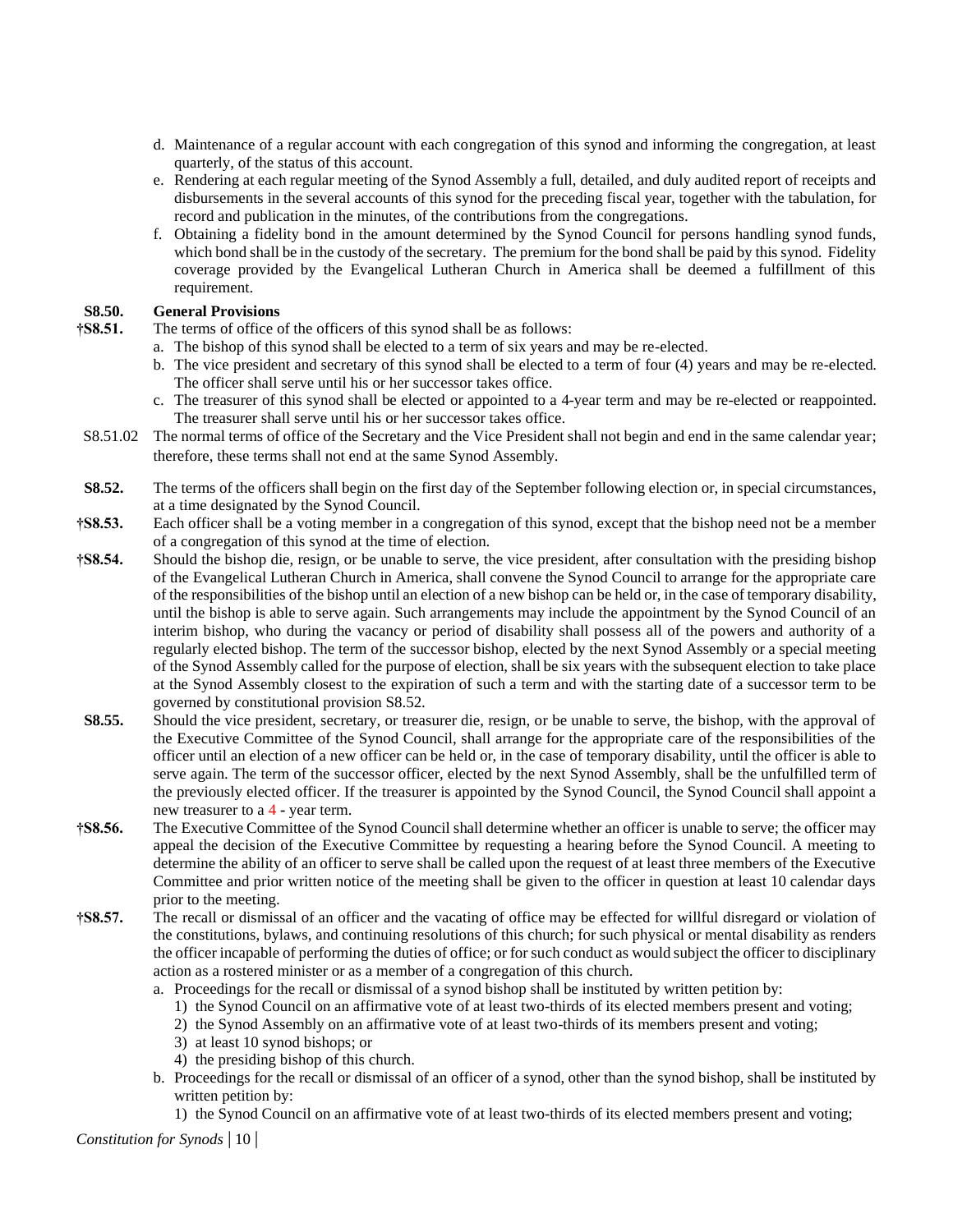d. Maintenance of a regular account with each congregation of this synod and informing the congregation, at least quarterly, of the status of this account.

e. Rendering at each regular meeting of the Synod Assembly a full, detailed, and duly audited report of receipts and disbursements in the several accounts of this synod for the preceding fiscal year, together with the tabulation, for record and publication in the minutes, of the contributions from the congregations.

f. Obtaining a fidelity bond in the amount determined by the Synod Council for persons handling synod funds, which bond shall be in the custody of the secretary. The premium for the bond shall be paid by this synod. Fidelity coverage provided by the Evangelical Lutheran Church in America shall be deemed a fulfillment of this requirement.

**S8.50. General Provisions**

**†S8.51.** The terms of office of the officers of this synod shall be as follows:

a. The bishop of this synod shall be elected to a term of six years and may be re-elected.

b. The vice president and secretary of this synod shall be elected to a term of four (4) years and may be re-elected. The officer shall serve until his or her successor takes office.

c. The treasurer of this synod shall be elected or appointed to a 4-year term and may be re-elected or reappointed. The treasurer shall serve until his or her successor takes office.

S8.51.02 The normal terms of office of the Secretary and the Vice President shall not begin and end in the same calendar year; therefore, these terms shall not end at the same Synod Assembly.

**S8.52.** The terms of the officers shall begin on the first day of the September following election or, in special circumstances, at a time designated by the Synod Council.

**†S8.53.** Each officer shall be a voting member in a congregation of this synod, except that the bishop need not be a member of a congregation of this synod at the time of election.

**†S8.54.** Should the bishop die, resign, or be unable to serve, the vice president, after consultation with the presiding bishop of the Evangelical Lutheran Church in America, shall convene the Synod Council to arrange for the appropriate care of the responsibilities of the bishop until an election of a new bishop can be held or, in the case of temporary disability, until the bishop is able to serve again. Such arrangements may include the appointment by the Synod Council of an interim bishop, who during the vacancy or period of disability shall possess all of the powers and authority of a regularly elected bishop. The term of the successor bishop, elected by the next Synod Assembly or a special meeting of the Synod Assembly called for the purpose of election, shall be six years with the subsequent election to take place at the Synod Assembly closest to the expiration of such a term and with the starting date of a successor term to be governed by constitutional provision S8.52.

**S8.55.** Should the vice president, secretary, or treasurer die, resign, or be unable to serve, the bishop, with the approval of the Executive Committee of the Synod Council, shall arrange for the appropriate care of the responsibilities of the officer until an election of a new officer can be held or, in the case of temporary disability, until the officer is able to serve again. The term of the successor officer, elected by the next Synod Assembly, shall be the unfulfilled term of the previously elected officer. If the treasurer is appointed by the Synod Council, the Synod Council shall appoint a new treasurer to a 4 - year term.

**†S8.56.** The Executive Committee of the Synod Council shall determine whether an officer is unable to serve; the officer may appeal the decision of the Executive Committee by requesting a hearing before the Synod Council. A meeting to determine the ability of an officer to serve shall be called upon the request of at least three members of the Executive Committee and prior written notice of the meeting shall be given to the officer in question at least 10 calendar days prior to the meeting.

**†S8.57.** The recall or dismissal of an officer and the vacating of office may be effected for willful disregard or violation of the constitutions, bylaws, and continuing resolutions of this church; for such physical or mental disability as renders the officer incapable of performing the duties of office; or for such conduct as would subject the officer to disciplinary action as a rostered minister or as a member of a congregation of this church.

a. Proceedings for the recall or dismissal of a synod bishop shall be instituted by written petition by:
   1) the Synod Council on an affirmative vote of at least two-thirds of its elected members present and voting;
   2) the Synod Assembly on an affirmative vote of at least two-thirds of its members present and voting;
   3) at least 10 synod bishops; or
   4) the presiding bishop of this church.

b. Proceedings for the recall or dismissal of an officer of a synod, other than the synod bishop, shall be instituted by written petition by:
   1) the Synod Council on an affirmative vote of at least two-thirds of its elected members present and voting;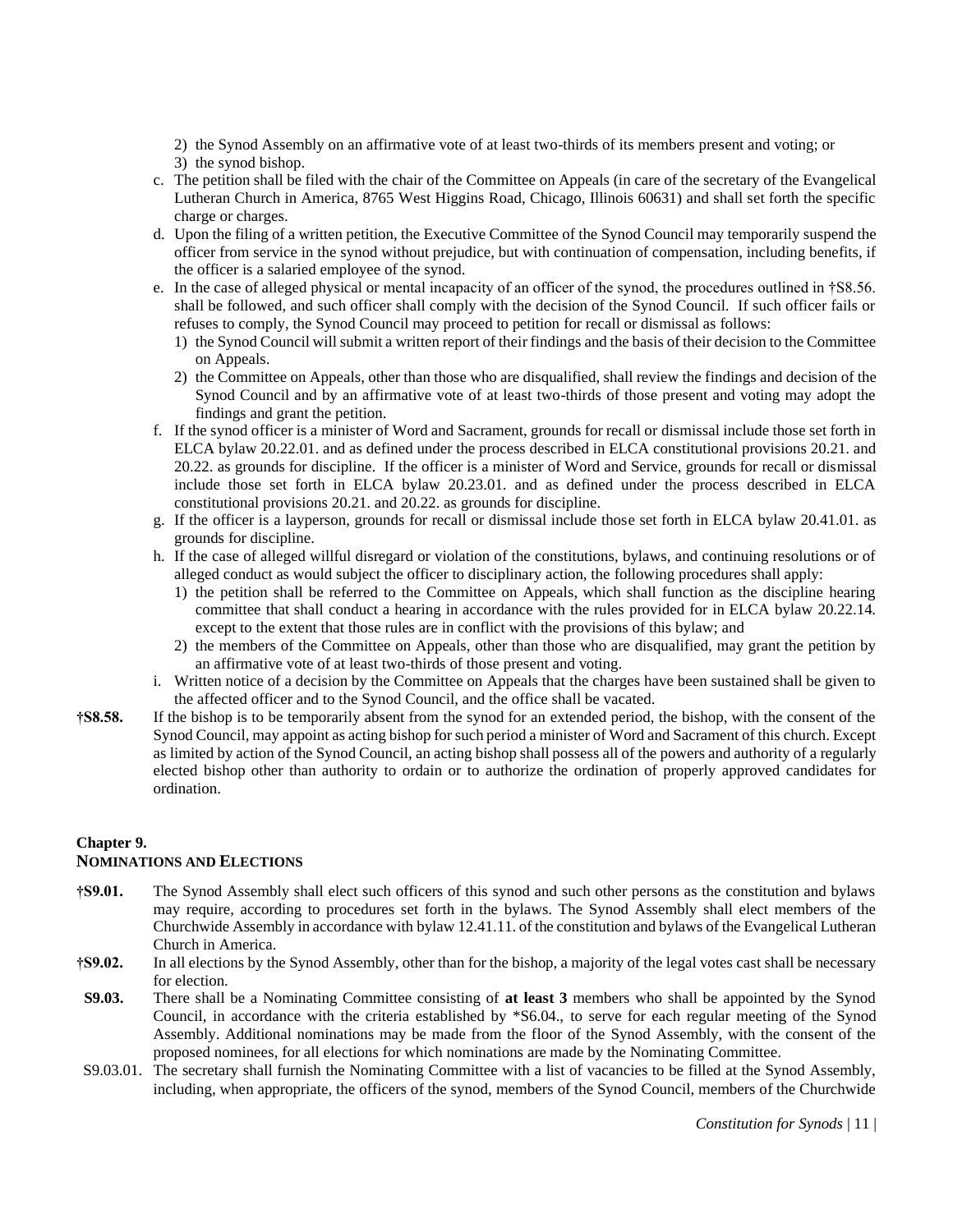2) the Synod Assembly on an affirmative vote of at least two-thirds of its members present and voting; or
3) the synod bishop.

c. The petition shall be filed with the chair of the Committee on Appeals (in care of the secretary of the Evangelical Lutheran Church in America, 8765 West Higgins Road, Chicago, Illinois 60631) and shall set forth the specific charge or charges.

d. Upon the filing of a written petition, the Executive Committee of the Synod Council may temporarily suspend the officer from service in the synod without prejudice, but with continuation of compensation, including benefits, if the officer is a salaried employee of the synod.

e. In the case of alleged physical or mental incapacity of an officer of the synod, the procedures outlined in †S8.56. shall be followed, and such officer shall comply with the decision of the Synod Council. If such officer fails or refuses to comply, the Synod Council may proceed to petition for recall or dismissal as follows:
   1) the Synod Council will submit a written report of their findings and the basis of their decision to the Committee on Appeals.
   2) the Committee on Appeals, other than those who are disqualified, shall review the findings and decision of the Synod Council and by an affirmative vote of at least two-thirds of those present and voting may adopt the findings and grant the petition.

f. If the synod officer is a minister of Word and Sacrament, grounds for recall or dismissal include those set forth in ELCA bylaw 20.22.01. and as defined under the process described in ELCA constitutional provisions 20.21. and 20.22. as grounds for discipline. If the officer is a minister of Word and Service, grounds for recall or dismissal include those set forth in ELCA bylaw 20.23.01. and as defined under the process described in ELCA constitutional provisions 20.21. and 20.22. as grounds for discipline.

g. If the officer is a layperson, grounds for recall or dismissal include those set forth in ELCA bylaw 20.41.01. as grounds for discipline.

h. If the case of alleged willful disregard or violation of the constitutions, bylaws, and continuing resolutions or of alleged conduct as would subject the officer to disciplinary action, the following procedures shall apply:
   1) the petition shall be referred to the Committee on Appeals, which shall function as the discipline hearing committee that shall conduct a hearing in accordance with the rules provided for in ELCA bylaw 20.22.14. except to the extent that those rules are in conflict with the provisions of this bylaw; and
   2) the members of the Committee on Appeals, other than those who are disqualified, may grant the petition by an affirmative vote of at least two-thirds of those present and voting.

i. Written notice of a decision by the Committee on Appeals that the charges have been sustained shall be given to the affected officer and to the Synod Council, and the office shall be vacated.

**†S8.58.** If the bishop is to be temporarily absent from the synod for an extended period, the bishop, with the consent of the Synod Council, may appoint as acting bishop for such period a minister of Word and Sacrament of this church. Except as limited by action of the Synod Council, an acting bishop shall possess all of the powers and authority of a regularly elected bishop other than authority to ordain or to authorize the ordination of properly approved candidates for ordination.

## Chapter 9.
## NOMINATIONS AND ELECTIONS

**†S9.01.** The Synod Assembly shall elect such officers of this synod and such other persons as the constitution and bylaws may require, according to procedures set forth in the bylaws. The Synod Assembly shall elect members of the Churchwide Assembly in accordance with bylaw 12.41.11. of the constitution and bylaws of the Evangelical Lutheran Church in America.

**†S9.02.** In all elections by the Synod Assembly, other than for the bishop, a majority of the legal votes cast shall be necessary for election.

**S9.03.** There shall be a Nominating Committee consisting of **at least 3** members who shall be appointed by the Synod Council, in accordance with the criteria established by *S6.04., to serve for each regular meeting of the Synod Assembly. Additional nominations may be made from the floor of the Synod Assembly, with the consent of the proposed nominees, for all elections for which nominations are made by the Nominating Committee.

S9.03.01. The secretary shall furnish the Nominating Committee with a list of vacancies to be filled at the Synod Assembly, including, when appropriate, the officers of the synod, members of the Synod Council, members of the Churchwide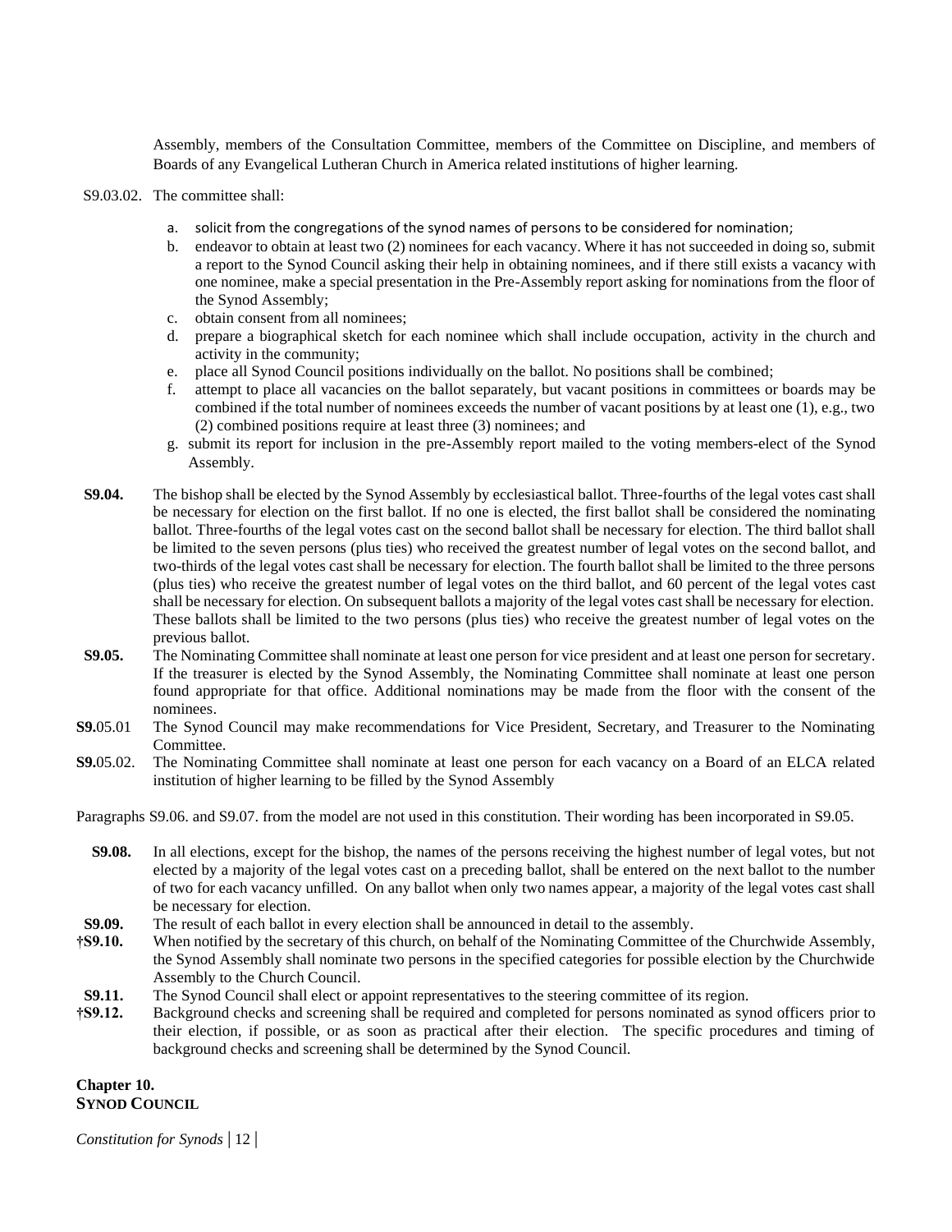Assembly, members of the Consultation Committee, members of the Committee on Discipline, and members of Boards of any Evangelical Lutheran Church in America related institutions of higher learning.

S9.03.02. The committee shall:

a. solicit from the congregations of the synod names of persons to be considered for nomination;
b. endeavor to obtain at least two (2) nominees for each vacancy. Where it has not succeeded in doing so, submit a report to the Synod Council asking their help in obtaining nominees, and if there still exists a vacancy with one nominee, make a special presentation in the Pre-Assembly report asking for nominations from the floor of the Synod Assembly;
c. obtain consent from all nominees;
d. prepare a biographical sketch for each nominee which shall include occupation, activity in the church and activity in the community;
e. place all Synod Council positions individually on the ballot. No positions shall be combined;
f. attempt to place all vacancies on the ballot separately, but vacant positions in committees or boards may be combined if the total number of nominees exceeds the number of vacant positions by at least one (1), e.g., two (2) combined positions require at least three (3) nominees; and
g. submit its report for inclusion in the pre-Assembly report mailed to the voting members-elect of the Synod Assembly.

**S9.04.** The bishop shall be elected by the Synod Assembly by ecclesiastical ballot. Three-fourths of the legal votes cast shall be necessary for election on the first ballot. If no one is elected, the first ballot shall be considered the nominating ballot. Three-fourths of the legal votes cast on the second ballot shall be necessary for election. The third ballot shall be limited to the seven persons (plus ties) who received the greatest number of legal votes on the second ballot, and two-thirds of the legal votes cast shall be necessary for election. The fourth ballot shall be limited to the three persons (plus ties) who receive the greatest number of legal votes on the third ballot, and 60 percent of the legal votes cast shall be necessary for election. On subsequent ballots a majority of the legal votes cast shall be necessary for election. These ballots shall be limited to the two persons (plus ties) who receive the greatest number of legal votes on the previous ballot.

**S9.05.** The Nominating Committee shall nominate at least one person for vice president and at least one person for secretary. If the treasurer is elected by the Synod Assembly, the Nominating Committee shall nominate at least one person found appropriate for that office. Additional nominations may be made from the floor with the consent of the nominees.

**S9.**05.01 The Synod Council may make recommendations for Vice President, Secretary, and Treasurer to the Nominating Committee.

**S9.**05.02. The Nominating Committee shall nominate at least one person for each vacancy on a Board of an ELCA related institution of higher learning to be filled by the Synod Assembly

Paragraphs S9.06. and S9.07. from the model are not used in this constitution. Their wording has been incorporated in S9.05.

**S9.08.** In all elections, except for the bishop, the names of the persons receiving the highest number of legal votes, but not elected by a majority of the legal votes cast on a preceding ballot, shall be entered on the next ballot to the number of two for each vacancy unfilled. On any ballot when only two names appear, a majority of the legal votes cast shall be necessary for election.

**S9.09.** The result of each ballot in every election shall be announced in detail to the assembly.

**†S9.10.** When notified by the secretary of this church, on behalf of the Nominating Committee of the Churchwide Assembly, the Synod Assembly shall nominate two persons in the specified categories for possible election by the Churchwide Assembly to the Church Council.

**S9.11.** The Synod Council shall elect or appoint representatives to the steering committee of its region.

**†S9.12.** Background checks and screening shall be required and completed for persons nominated as synod officers prior to their election, if possible, or as soon as practical after their election. The specific procedures and timing of background checks and screening shall be determined by the Synod Council.

## Chapter 10.
## SYNOD COUNCIL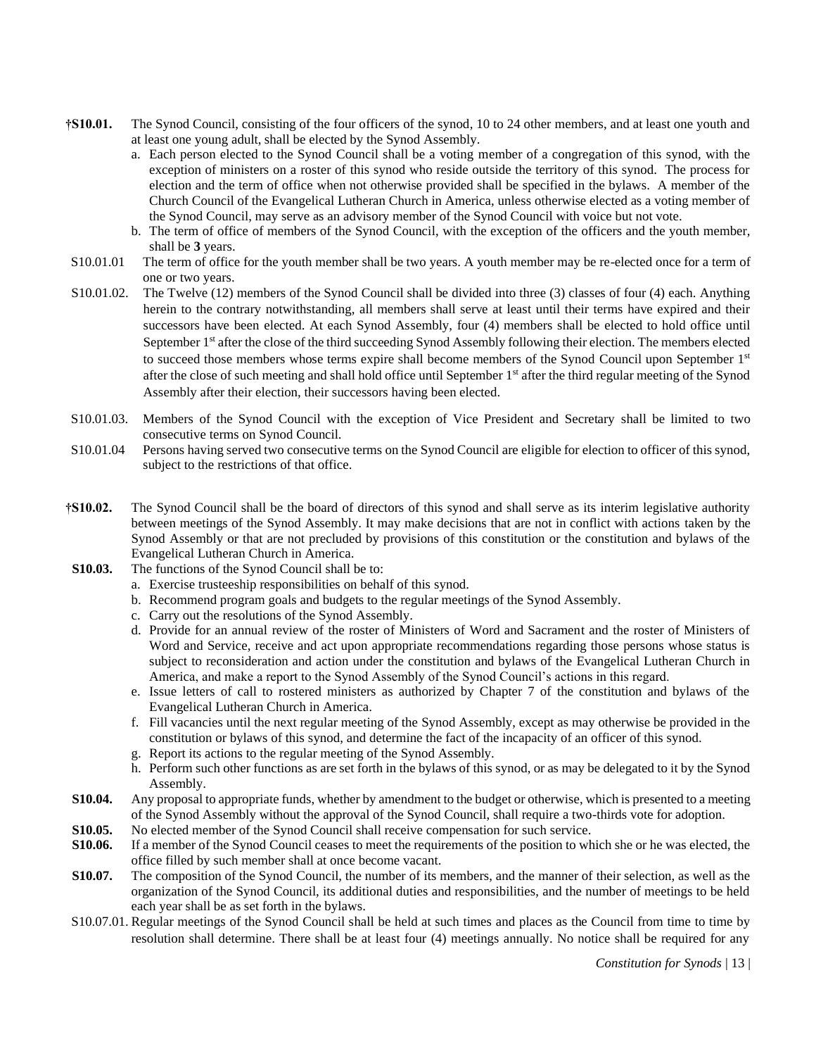**†S10.01.** The Synod Council, consisting of the four officers of the synod, 10 to 24 other members, and at least one youth and at least one young adult, shall be elected by the Synod Assembly.

a. Each person elected to the Synod Council shall be a voting member of a congregation of this synod, with the exception of ministers on a roster of this synod who reside outside the territory of this synod. The process for election and the term of office when not otherwise provided shall be specified in the bylaws. A member of the Church Council of the Evangelical Lutheran Church in America, unless otherwise elected as a voting member of the Synod Council, may serve as an advisory member of the Synod Council with voice but not vote.

b. The term of office of members of the Synod Council, with the exception of the officers and the youth member, shall be **3** years.

S10.01.01 The term of office for the youth member shall be two years. A youth member may be re-elected once for a term of one or two years.

S10.01.02. The Twelve (12) members of the Synod Council shall be divided into three (3) classes of four (4) each. Anything herein to the contrary notwithstanding, all members shall serve at least until their terms have expired and their successors have been elected. At each Synod Assembly, four (4) members shall be elected to hold office until September 1st after the close of the third succeeding Synod Assembly following their election. The members elected to succeed those members whose terms expire shall become members of the Synod Council upon September 1st after the close of such meeting and shall hold office until September 1st after the third regular meeting of the Synod Assembly after their election, their successors having been elected.

S10.01.03. Members of the Synod Council with the exception of Vice President and Secretary shall be limited to two consecutive terms on Synod Council.

S10.01.04 Persons having served two consecutive terms on the Synod Council are eligible for election to officer of this synod, subject to the restrictions of that office.

**†S10.02.** The Synod Council shall be the board of directors of this synod and shall serve as its interim legislative authority between meetings of the Synod Assembly. It may make decisions that are not in conflict with actions taken by the Synod Assembly or that are not precluded by provisions of this constitution or the constitution and bylaws of the Evangelical Lutheran Church in America.

**S10.03.** The functions of the Synod Council shall be to:

a. Exercise trusteeship responsibilities on behalf of this synod.
b. Recommend program goals and budgets to the regular meetings of the Synod Assembly.
c. Carry out the resolutions of the Synod Assembly.
d. Provide for an annual review of the roster of Ministers of Word and Sacrament and the roster of Ministers of Word and Service, receive and act upon appropriate recommendations regarding those persons whose status is subject to reconsideration and action under the constitution and bylaws of the Evangelical Lutheran Church in America, and make a report to the Synod Assembly of the Synod Council's actions in this regard.
e. Issue letters of call to rostered ministers as authorized by Chapter 7 of the constitution and bylaws of the Evangelical Lutheran Church in America.
f. Fill vacancies until the next regular meeting of the Synod Assembly, except as may otherwise be provided in the constitution or bylaws of this synod, and determine the fact of the incapacity of an officer of this synod.
g. Report its actions to the regular meeting of the Synod Assembly.
h. Perform such other functions as are set forth in the bylaws of this synod, or as may be delegated to it by the Synod Assembly.

**S10.04.** Any proposal to appropriate funds, whether by amendment to the budget or otherwise, which is presented to a meeting of the Synod Assembly without the approval of the Synod Council, shall require a two-thirds vote for adoption.

**S10.05.** No elected member of the Synod Council shall receive compensation for such service.

**S10.06.** If a member of the Synod Council ceases to meet the requirements of the position to which she or he was elected, the office filled by such member shall at once become vacant.

**S10.07.** The composition of the Synod Council, the number of its members, and the manner of their selection, as well as the organization of the Synod Council, its additional duties and responsibilities, and the number of meetings to be held each year shall be as set forth in the bylaws.

S10.07.01. Regular meetings of the Synod Council shall be held at such times and places as the Council from time to time by resolution shall determine. There shall be at least four (4) meetings annually. No notice shall be required for any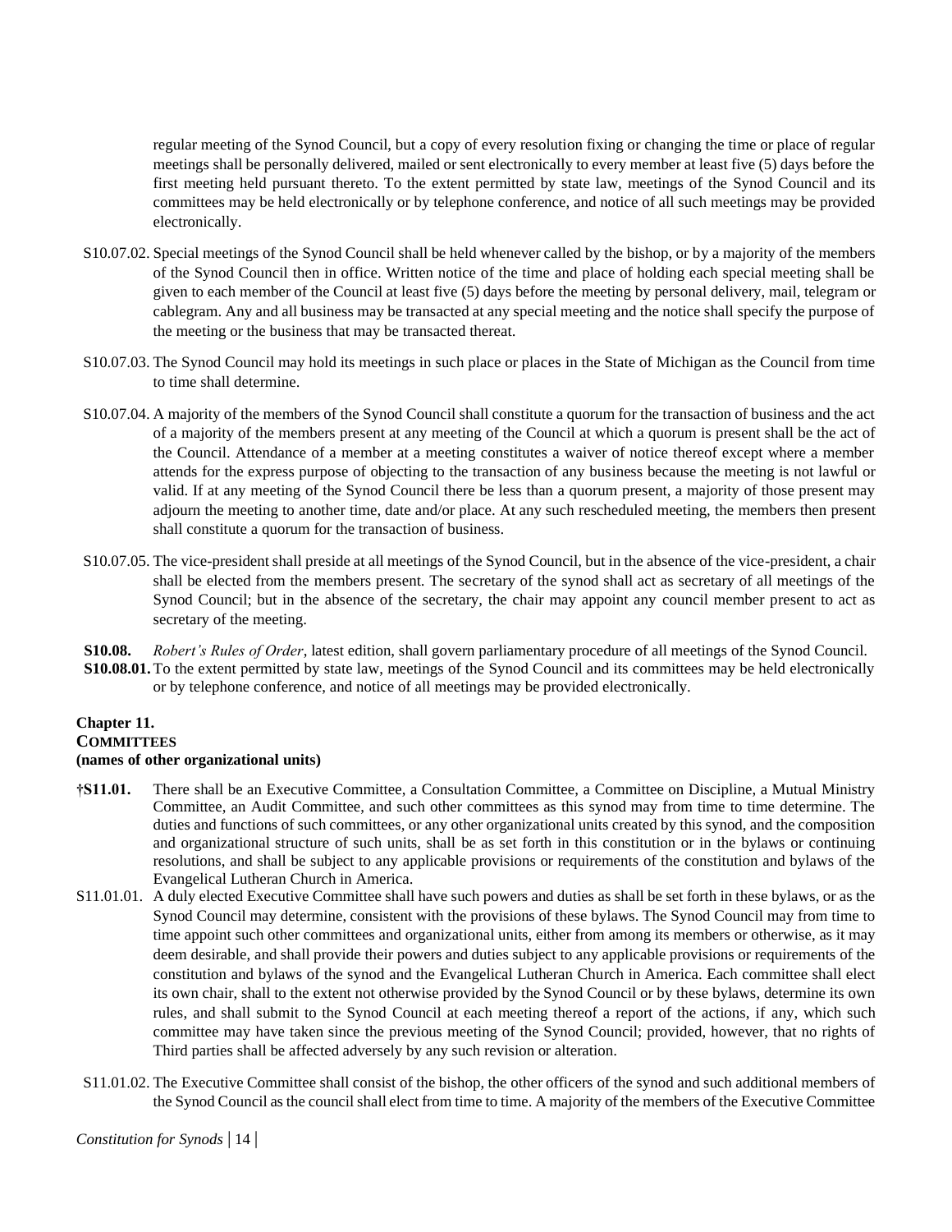regular meeting of the Synod Council, but a copy of every resolution fixing or changing the time or place of regular meetings shall be personally delivered, mailed or sent electronically to every member at least five (5) days before the first meeting held pursuant thereto. To the extent permitted by state law, meetings of the Synod Council and its committees may be held electronically or by telephone conference, and notice of all such meetings may be provided electronically.

S10.07.02. Special meetings of the Synod Council shall be held whenever called by the bishop, or by a majority of the members of the Synod Council then in office. Written notice of the time and place of holding each special meeting shall be given to each member of the Council at least five (5) days before the meeting by personal delivery, mail, telegram or cablegram. Any and all business may be transacted at any special meeting and the notice shall specify the purpose of the meeting or the business that may be transacted thereat.

S10.07.03. The Synod Council may hold its meetings in such place or places in the State of Michigan as the Council from time to time shall determine.

S10.07.04. A majority of the members of the Synod Council shall constitute a quorum for the transaction of business and the act of a majority of the members present at any meeting of the Council at which a quorum is present shall be the act of the Council. Attendance of a member at a meeting constitutes a waiver of notice thereof except where a member attends for the express purpose of objecting to the transaction of any business because the meeting is not lawful or valid. If at any meeting of the Synod Council there be less than a quorum present, a majority of those present may adjourn the meeting to another time, date and/or place. At any such rescheduled meeting, the members then present shall constitute a quorum for the transaction of business.

S10.07.05. The vice-president shall preside at all meetings of the Synod Council, but in the absence of the vice-president, a chair shall be elected from the members present. The secretary of the synod shall act as secretary of all meetings of the Synod Council; but in the absence of the secretary, the chair may appoint any council member present to act as secretary of the meeting.

**S10.08.** *Robert's Rules of Order*, latest edition, shall govern parliamentary procedure of all meetings of the Synod Council.

**S10.08.01.** To the extent permitted by state law, meetings of the Synod Council and its committees may be held electronically or by telephone conference, and notice of all meetings may be provided electronically.

## Chapter 11.
## COMMITTEES
**(names of other organizational units)**

**†S11.01.** There shall be an Executive Committee, a Consultation Committee, a Committee on Discipline, a Mutual Ministry Committee, an Audit Committee, and such other committees as this synod may from time to time determine. The duties and functions of such committees, or any other organizational units created by this synod, and the composition and organizational structure of such units, shall be as set forth in this constitution or in the bylaws or continuing resolutions, and shall be subject to any applicable provisions or requirements of the constitution and bylaws of the Evangelical Lutheran Church in America.

S11.01.01. A duly elected Executive Committee shall have such powers and duties as shall be set forth in these bylaws, or as the Synod Council may determine, consistent with the provisions of these bylaws. The Synod Council may from time to time appoint such other committees and organizational units, either from among its members or otherwise, as it may deem desirable, and shall provide their powers and duties subject to any applicable provisions or requirements of the constitution and bylaws of the synod and the Evangelical Lutheran Church in America. Each committee shall elect its own chair, shall to the extent not otherwise provided by the Synod Council or by these bylaws, determine its own rules, and shall submit to the Synod Council at each meeting thereof a report of the actions, if any, which such committee may have taken since the previous meeting of the Synod Council; provided, however, that no rights of Third parties shall be affected adversely by any such revision or alteration.

S11.01.02. The Executive Committee shall consist of the bishop, the other officers of the synod and such additional members of the Synod Council as the council shall elect from time to time. A majority of the members of the Executive Committee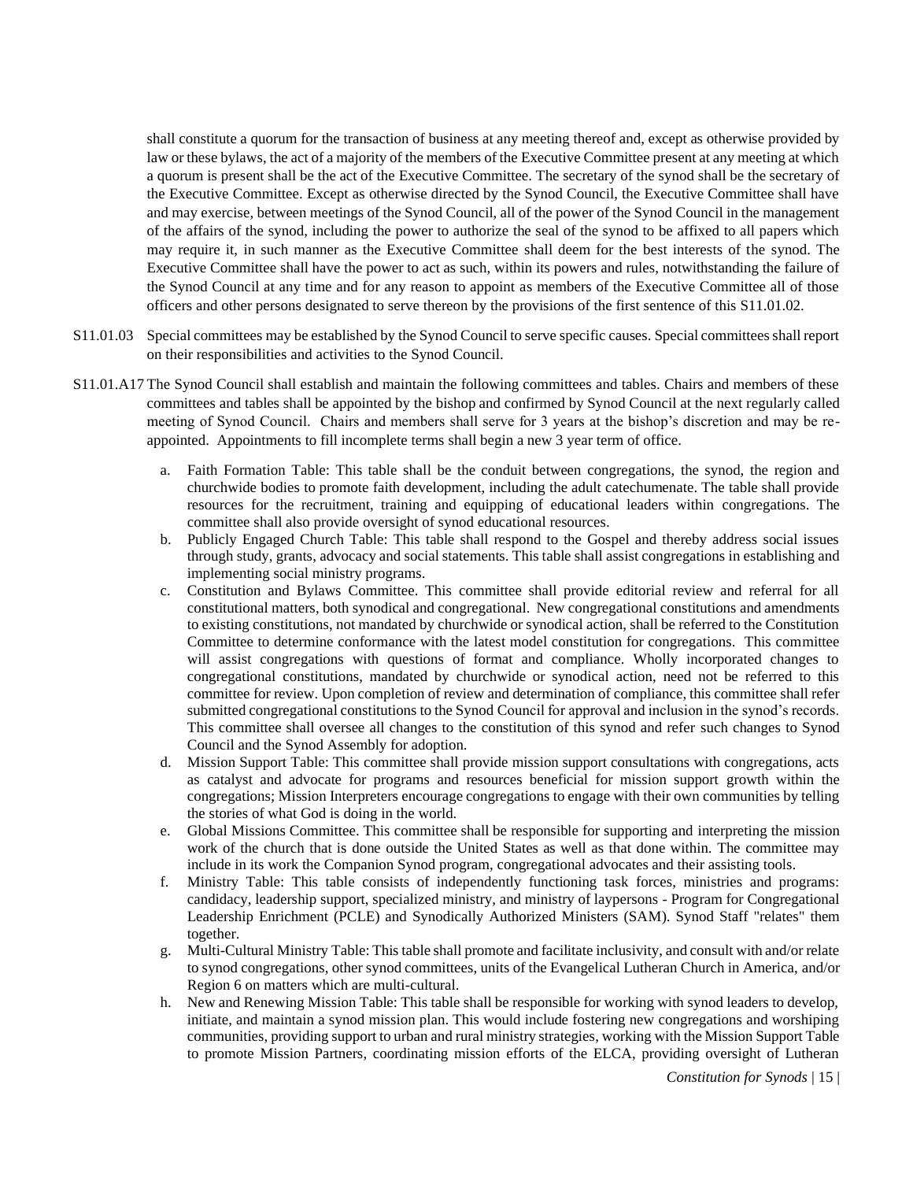shall constitute a quorum for the transaction of business at any meeting thereof and, except as otherwise provided by law or these bylaws, the act of a majority of the members of the Executive Committee present at any meeting at which a quorum is present shall be the act of the Executive Committee. The secretary of the synod shall be the secretary of the Executive Committee. Except as otherwise directed by the Synod Council, the Executive Committee shall have and may exercise, between meetings of the Synod Council, all of the power of the Synod Council in the management of the affairs of the synod, including the power to authorize the seal of the synod to be affixed to all papers which may require it, in such manner as the Executive Committee shall deem for the best interests of the synod. The Executive Committee shall have the power to act as such, within its powers and rules, notwithstanding the failure of the Synod Council at any time and for any reason to appoint as members of the Executive Committee all of those officers and other persons designated to serve thereon by the provisions of the first sentence of this S11.01.02.

S11.01.03 Special committees may be established by the Synod Council to serve specific causes. Special committees shall report on their responsibilities and activities to the Synod Council.

S11.01.A17 The Synod Council shall establish and maintain the following committees and tables. Chairs and members of these committees and tables shall be appointed by the bishop and confirmed by Synod Council at the next regularly called meeting of Synod Council. Chairs and members shall serve for 3 years at the bishop's discretion and may be re-appointed. Appointments to fill incomplete terms shall begin a new 3 year term of office.

a. Faith Formation Table: This table shall be the conduit between congregations, the synod, the region and churchwide bodies to promote faith development, including the adult catechumenate. The table shall provide resources for the recruitment, training and equipping of educational leaders within congregations. The committee shall also provide oversight of synod educational resources.
b. Publicly Engaged Church Table: This table shall respond to the Gospel and thereby address social issues through study, grants, advocacy and social statements. This table shall assist congregations in establishing and implementing social ministry programs.
c. Constitution and Bylaws Committee. This committee shall provide editorial review and referral for all constitutional matters, both synodical and congregational. New congregational constitutions and amendments to existing constitutions, not mandated by churchwide or synodical action, shall be referred to the Constitution Committee to determine conformance with the latest model constitution for congregations. This committee will assist congregations with questions of format and compliance. Wholly incorporated changes to congregational constitutions, mandated by churchwide or synodical action, need not be referred to this committee for review. Upon completion of review and determination of compliance, this committee shall refer submitted congregational constitutions to the Synod Council for approval and inclusion in the synod's records. This committee shall oversee all changes to the constitution of this synod and refer such changes to Synod Council and the Synod Assembly for adoption.
d. Mission Support Table: This committee shall provide mission support consultations with congregations, acts as catalyst and advocate for programs and resources beneficial for mission support growth within the congregations; Mission Interpreters encourage congregations to engage with their own communities by telling the stories of what God is doing in the world.
e. Global Missions Committee. This committee shall be responsible for supporting and interpreting the mission work of the church that is done outside the United States as well as that done within. The committee may include in its work the Companion Synod program, congregational advocates and their assisting tools.
f. Ministry Table: This table consists of independently functioning task forces, ministries and programs: candidacy, leadership support, specialized ministry, and ministry of laypersons - Program for Congregational Leadership Enrichment (PCLE) and Synodically Authorized Ministers (SAM). Synod Staff "relates" them together.
g. Multi-Cultural Ministry Table: This table shall promote and facilitate inclusivity, and consult with and/or relate to synod congregations, other synod committees, units of the Evangelical Lutheran Church in America, and/or Region 6 on matters which are multi-cultural.
h. New and Renewing Mission Table: This table shall be responsible for working with synod leaders to develop, initiate, and maintain a synod mission plan. This would include fostering new congregations and worshiping communities, providing support to urban and rural ministry strategies, working with the Mission Support Table to promote Mission Partners, coordinating mission efforts of the ELCA, providing oversight of Lutheran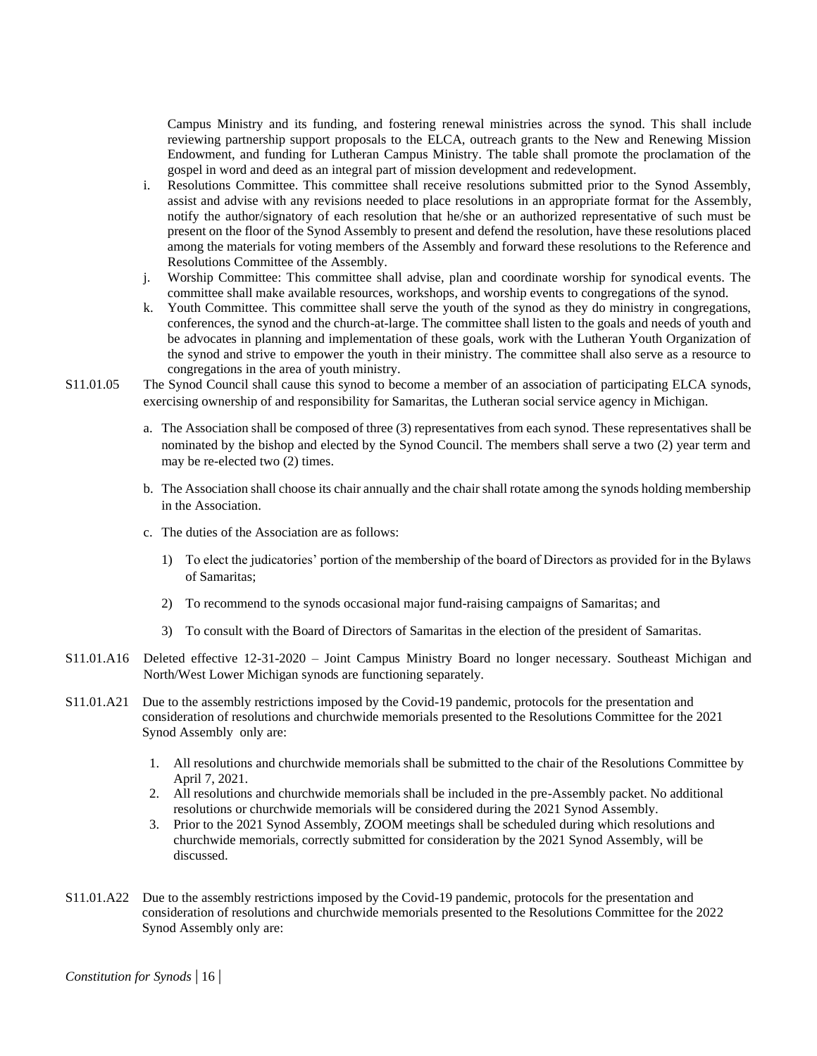Campus Ministry and its funding, and fostering renewal ministries across the synod. This shall include reviewing partnership support proposals to the ELCA, outreach grants to the New and Renewing Mission Endowment, and funding for Lutheran Campus Ministry. The table shall promote the proclamation of the gospel in word and deed as an integral part of mission development and redevelopment.

i. Resolutions Committee. This committee shall receive resolutions submitted prior to the Synod Assembly, assist and advise with any revisions needed to place resolutions in an appropriate format for the Assembly, notify the author/signatory of each resolution that he/she or an authorized representative of such must be present on the floor of the Synod Assembly to present and defend the resolution, have these resolutions placed among the materials for voting members of the Assembly and forward these resolutions to the Reference and Resolutions Committee of the Assembly.

j. Worship Committee: This committee shall advise, plan and coordinate worship for synodical events. The committee shall make available resources, workshops, and worship events to congregations of the synod.

k. Youth Committee. This committee shall serve the youth of the synod as they do ministry in congregations, conferences, the synod and the church-at-large. The committee shall listen to the goals and needs of youth and be advocates in planning and implementation of these goals, work with the Lutheran Youth Organization of the synod and strive to empower the youth in their ministry. The committee shall also serve as a resource to congregations in the area of youth ministry.

S11.01.05 The Synod Council shall cause this synod to become a member of an association of participating ELCA synods, exercising ownership of and responsibility for Samaritas, the Lutheran social service agency in Michigan.

a. The Association shall be composed of three (3) representatives from each synod. These representatives shall be nominated by the bishop and elected by the Synod Council. The members shall serve a two (2) year term and may be re-elected two (2) times.

b. The Association shall choose its chair annually and the chair shall rotate among the synods holding membership in the Association.

c. The duties of the Association are as follows:

1) To elect the judicatories' portion of the membership of the board of Directors as provided for in the Bylaws of Samaritas;

2) To recommend to the synods occasional major fund-raising campaigns of Samaritas; and

3) To consult with the Board of Directors of Samaritas in the election of the president of Samaritas.

S11.01.A16 Deleted effective 12-31-2020 – Joint Campus Ministry Board no longer necessary. Southeast Michigan and North/West Lower Michigan synods are functioning separately.

S11.01.A21 Due to the assembly restrictions imposed by the Covid-19 pandemic, protocols for the presentation and consideration of resolutions and churchwide memorials presented to the Resolutions Committee for the 2021 Synod Assembly only are:

1. All resolutions and churchwide memorials shall be submitted to the chair of the Resolutions Committee by April 7, 2021.
2. All resolutions and churchwide memorials shall be included in the pre-Assembly packet. No additional resolutions or churchwide memorials will be considered during the 2021 Synod Assembly.
3. Prior to the 2021 Synod Assembly, ZOOM meetings shall be scheduled during which resolutions and churchwide memorials, correctly submitted for consideration by the 2021 Synod Assembly, will be discussed.

S11.01.A22 Due to the assembly restrictions imposed by the Covid-19 pandemic, protocols for the presentation and consideration of resolutions and churchwide memorials presented to the Resolutions Committee for the 2022 Synod Assembly only are: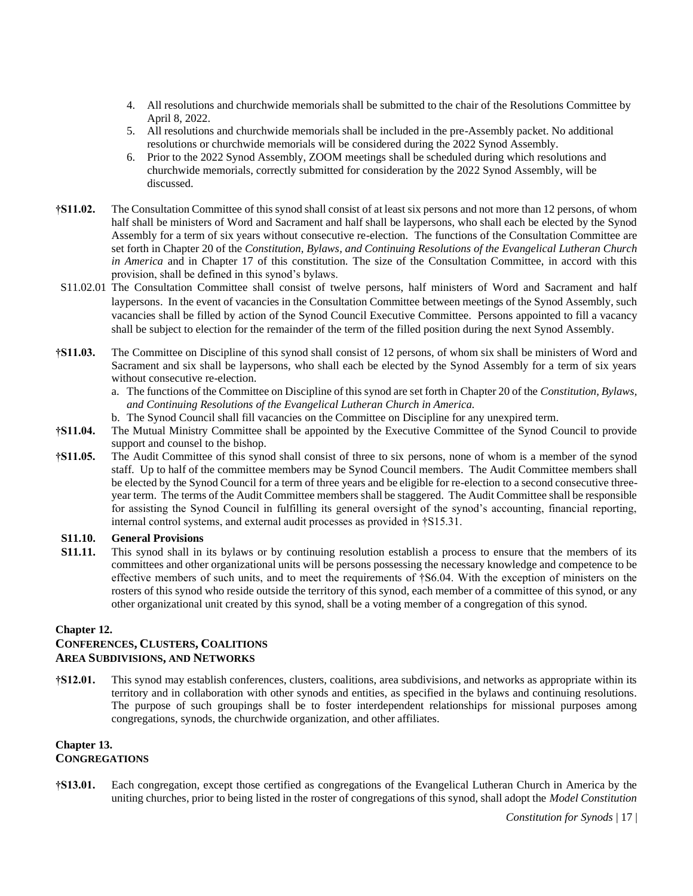4. All resolutions and churchwide memorials shall be submitted to the chair of the Resolutions Committee by April 8, 2022.
5. All resolutions and churchwide memorials shall be included in the pre-Assembly packet. No additional resolutions or churchwide memorials will be considered during the 2022 Synod Assembly.
6. Prior to the 2022 Synod Assembly, ZOOM meetings shall be scheduled during which resolutions and churchwide memorials, correctly submitted for consideration by the 2022 Synod Assembly, will be discussed.

**†S11.02.** The Consultation Committee of this synod shall consist of at least six persons and not more than 12 persons, of whom half shall be ministers of Word and Sacrament and half shall be laypersons, who shall each be elected by the Synod Assembly for a term of six years without consecutive re-election. The functions of the Consultation Committee are set forth in Chapter 20 of the *Constitution, Bylaws, and Continuing Resolutions of the Evangelical Lutheran Church in America* and in Chapter 17 of this constitution. The size of the Consultation Committee, in accord with this provision, shall be defined in this synod's bylaws.

S11.02.01 The Consultation Committee shall consist of twelve persons, half ministers of Word and Sacrament and half laypersons. In the event of vacancies in the Consultation Committee between meetings of the Synod Assembly, such vacancies shall be filled by action of the Synod Council Executive Committee. Persons appointed to fill a vacancy shall be subject to election for the remainder of the term of the filled position during the next Synod Assembly.

**†S11.03.** The Committee on Discipline of this synod shall consist of 12 persons, of whom six shall be ministers of Word and Sacrament and six shall be laypersons, who shall each be elected by the Synod Assembly for a term of six years without consecutive re-election.

a. The functions of the Committee on Discipline of this synod are set forth in Chapter 20 of the *Constitution, Bylaws, and Continuing Resolutions of the Evangelical Lutheran Church in America.*
b. The Synod Council shall fill vacancies on the Committee on Discipline for any unexpired term.

**†S11.04.** The Mutual Ministry Committee shall be appointed by the Executive Committee of the Synod Council to provide support and counsel to the bishop.

**†S11.05.** The Audit Committee of this synod shall consist of three to six persons, none of whom is a member of the synod staff. Up to half of the committee members may be Synod Council members. The Audit Committee members shall be elected by the Synod Council for a term of three years and be eligible for re-election to a second consecutive three-year term. The terms of the Audit Committee members shall be staggered. The Audit Committee shall be responsible for assisting the Synod Council in fulfilling its general oversight of the synod's accounting, financial reporting, internal control systems, and external audit processes as provided in †S15.31.

**S11.10. General Provisions**

**S11.11.** This synod shall in its bylaws or by continuing resolution establish a process to ensure that the members of its committees and other organizational units will be persons possessing the necessary knowledge and competence to be effective members of such units, and to meet the requirements of †S6.04. With the exception of ministers on the rosters of this synod who reside outside the territory of this synod, each member of a committee of this synod, or any other organizational unit created by this synod, shall be a voting member of a congregation of this synod.

## Chapter 12.
## CONFERENCES, CLUSTERS, COALITIONS AREA SUBDIVISIONS, AND NETWORKS

**†S12.01.** This synod may establish conferences, clusters, coalitions, area subdivisions, and networks as appropriate within its territory and in collaboration with other synods and entities, as specified in the bylaws and continuing resolutions. The purpose of such groupings shall be to foster interdependent relationships for missional purposes among congregations, synods, the churchwide organization, and other affiliates.

## Chapter 13.
## CONGREGATIONS

**†S13.01.** Each congregation, except those certified as congregations of the Evangelical Lutheran Church in America by the uniting churches, prior to being listed in the roster of congregations of this synod, shall adopt the *Model Constitution*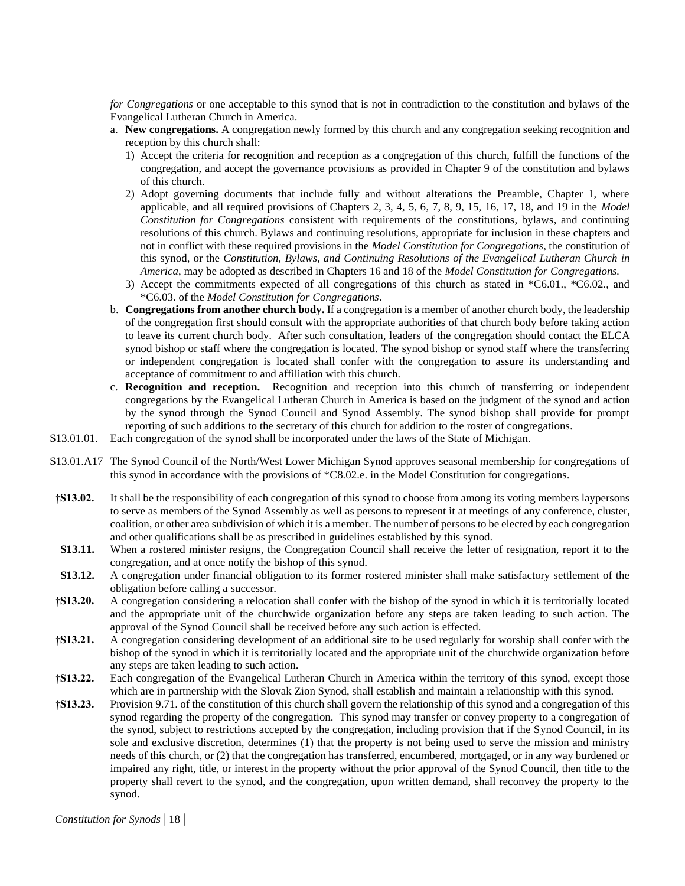*for Congregations* or one acceptable to this synod that is not in contradiction to the constitution and bylaws of the Evangelical Lutheran Church in America.

a. **New congregations.** A congregation newly formed by this church and any congregation seeking recognition and reception by this church shall:
   1) Accept the criteria for recognition and reception as a congregation of this church, fulfill the functions of the congregation, and accept the governance provisions as provided in Chapter 9 of the constitution and bylaws of this church.
   2) Adopt governing documents that include fully and without alterations the Preamble, Chapter 1, where applicable, and all required provisions of Chapters 2, 3, 4, 5, 6, 7, 8, 9, 15, 16, 17, 18, and 19 in the *Model Constitution for Congregations* consistent with requirements of the constitutions, bylaws, and continuing resolutions of this church. Bylaws and continuing resolutions, appropriate for inclusion in these chapters and not in conflict with these required provisions in the *Model Constitution for Congregations*, the constitution of this synod, or the *Constitution, Bylaws, and Continuing Resolutions of the Evangelical Lutheran Church in America*, may be adopted as described in Chapters 16 and 18 of the *Model Constitution for Congregations.*
   3) Accept the commitments expected of all congregations of this church as stated in *C6.01., *C6.02., and *C6.03. of the *Model Constitution for Congregations*.
b. **Congregations from another church body.** If a congregation is a member of another church body, the leadership of the congregation first should consult with the appropriate authorities of that church body before taking action to leave its current church body. After such consultation, leaders of the congregation should contact the ELCA synod bishop or staff where the congregation is located. The synod bishop or synod staff where the transferring or independent congregation is located shall confer with the congregation to assure its understanding and acceptance of commitment to and affiliation with this church.
c. **Recognition and reception.** Recognition and reception into this church of transferring or independent congregations by the Evangelical Lutheran Church in America is based on the judgment of the synod and action by the synod through the Synod Council and Synod Assembly. The synod bishop shall provide for prompt reporting of such additions to the secretary of this church for addition to the roster of congregations.

S13.01.01. Each congregation of the synod shall be incorporated under the laws of the State of Michigan.

S13.01.A17 The Synod Council of the North/West Lower Michigan Synod approves seasonal membership for congregations of this synod in accordance with the provisions of *C8.02.e. in the Model Constitution for congregations.

**†S13.02.** It shall be the responsibility of each congregation of this synod to choose from among its voting members laypersons to serve as members of the Synod Assembly as well as persons to represent it at meetings of any conference, cluster, coalition, or other area subdivision of which it is a member. The number of persons to be elected by each congregation and other qualifications shall be as prescribed in guidelines established by this synod.

**S13.11.** When a rostered minister resigns, the Congregation Council shall receive the letter of resignation, report it to the congregation, and at once notify the bishop of this synod.

**S13.12.** A congregation under financial obligation to its former rostered minister shall make satisfactory settlement of the obligation before calling a successor.

**†S13.20.** A congregation considering a relocation shall confer with the bishop of the synod in which it is territorially located and the appropriate unit of the churchwide organization before any steps are taken leading to such action. The approval of the Synod Council shall be received before any such action is effected.

**†S13.21.** A congregation considering development of an additional site to be used regularly for worship shall confer with the bishop of the synod in which it is territorially located and the appropriate unit of the churchwide organization before any steps are taken leading to such action.

**†S13.22.** Each congregation of the Evangelical Lutheran Church in America within the territory of this synod, except those which are in partnership with the Slovak Zion Synod, shall establish and maintain a relationship with this synod.

**†S13.23.** Provision 9.71. of the constitution of this church shall govern the relationship of this synod and a congregation of this synod regarding the property of the congregation. This synod may transfer or convey property to a congregation of the synod, subject to restrictions accepted by the congregation, including provision that if the Synod Council, in its sole and exclusive discretion, determines (1) that the property is not being used to serve the mission and ministry needs of this church, or (2) that the congregation has transferred, encumbered, mortgaged, or in any way burdened or impaired any right, title, or interest in the property without the prior approval of the Synod Council, then title to the property shall revert to the synod, and the congregation, upon written demand, shall reconvey the property to the synod.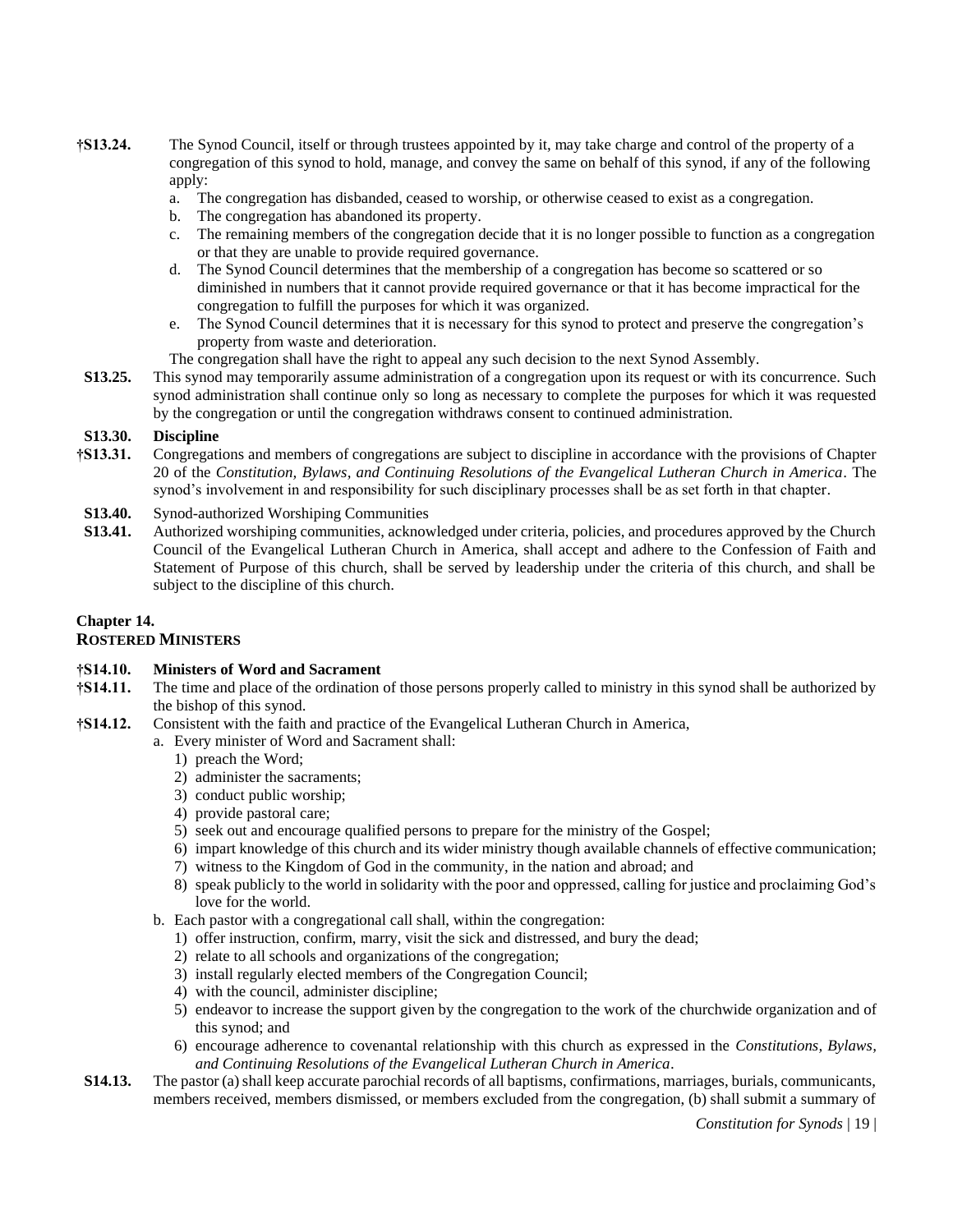**†S13.24.** The Synod Council, itself or through trustees appointed by it, may take charge and control of the property of a congregation of this synod to hold, manage, and convey the same on behalf of this synod, if any of the following apply:

a. The congregation has disbanded, ceased to worship, or otherwise ceased to exist as a congregation.
b. The congregation has abandoned its property.
c. The remaining members of the congregation decide that it is no longer possible to function as a congregation or that they are unable to provide required governance.
d. The Synod Council determines that the membership of a congregation has become so scattered or so diminished in numbers that it cannot provide required governance or that it has become impractical for the congregation to fulfill the purposes for which it was organized.
e. The Synod Council determines that it is necessary for this synod to protect and preserve the congregation's property from waste and deterioration.

The congregation shall have the right to appeal any such decision to the next Synod Assembly.

**S13.25.** This synod may temporarily assume administration of a congregation upon its request or with its concurrence. Such synod administration shall continue only so long as necessary to complete the purposes for which it was requested by the congregation or until the congregation withdraws consent to continued administration.

**S13.30. Discipline**

**†S13.31.** Congregations and members of congregations are subject to discipline in accordance with the provisions of Chapter 20 of the *Constitution, Bylaws, and Continuing Resolutions of the Evangelical Lutheran Church in America*. The synod's involvement in and responsibility for such disciplinary processes shall be as set forth in that chapter.

**S13.40.** Synod-authorized Worshiping Communities

**S13.41.** Authorized worshiping communities, acknowledged under criteria, policies, and procedures approved by the Church Council of the Evangelical Lutheran Church in America, shall accept and adhere to the Confession of Faith and Statement of Purpose of this church, shall be served by leadership under the criteria of this church, and shall be subject to the discipline of this church.

## Chapter 14.
## ROSTERED MINISTERS

**†S14.10. Ministers of Word and Sacrament**

**†S14.11.** The time and place of the ordination of those persons properly called to ministry in this synod shall be authorized by the bishop of this synod.

**†S14.12.** Consistent with the faith and practice of the Evangelical Lutheran Church in America,

a. Every minister of Word and Sacrament shall:
   1) preach the Word;
   2) administer the sacraments;
   3) conduct public worship;
   4) provide pastoral care;
   5) seek out and encourage qualified persons to prepare for the ministry of the Gospel;
   6) impart knowledge of this church and its wider ministry though available channels of effective communication;
   7) witness to the Kingdom of God in the community, in the nation and abroad; and
   8) speak publicly to the world in solidarity with the poor and oppressed, calling for justice and proclaiming God's love for the world.
b. Each pastor with a congregational call shall, within the congregation:
   1) offer instruction, confirm, marry, visit the sick and distressed, and bury the dead;
   2) relate to all schools and organizations of the congregation;
   3) install regularly elected members of the Congregation Council;
   4) with the council, administer discipline;
   5) endeavor to increase the support given by the congregation to the work of the churchwide organization and of this synod; and
   6) encourage adherence to covenantal relationship with this church as expressed in the *Constitutions, Bylaws, and Continuing Resolutions of the Evangelical Lutheran Church in America*.

**S14.13.** The pastor (a) shall keep accurate parochial records of all baptisms, confirmations, marriages, burials, communicants, members received, members dismissed, or members excluded from the congregation, (b) shall submit a summary of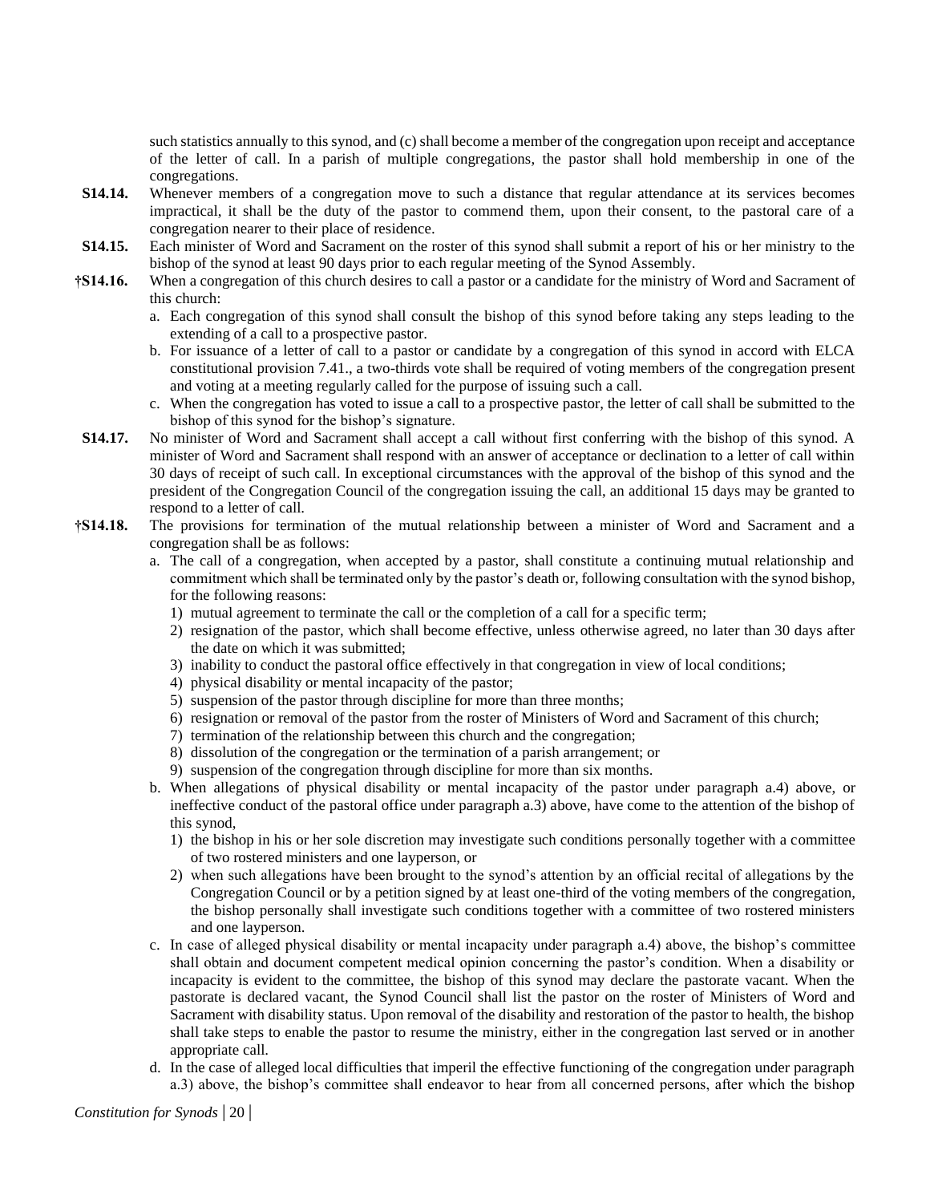such statistics annually to this synod, and (c) shall become a member of the congregation upon receipt and acceptance of the letter of call. In a parish of multiple congregations, the pastor shall hold membership in one of the congregations.

**S14.14.** Whenever members of a congregation move to such a distance that regular attendance at its services becomes impractical, it shall be the duty of the pastor to commend them, upon their consent, to the pastoral care of a congregation nearer to their place of residence.

**S14.15.** Each minister of Word and Sacrament on the roster of this synod shall submit a report of his or her ministry to the bishop of the synod at least 90 days prior to each regular meeting of the Synod Assembly.

**†S14.16.** When a congregation of this church desires to call a pastor or a candidate for the ministry of Word and Sacrament of this church:

a. Each congregation of this synod shall consult the bishop of this synod before taking any steps leading to the extending of a call to a prospective pastor.

b. For issuance of a letter of call to a pastor or candidate by a congregation of this synod in accord with ELCA constitutional provision 7.41., a two-thirds vote shall be required of voting members of the congregation present and voting at a meeting regularly called for the purpose of issuing such a call.

c. When the congregation has voted to issue a call to a prospective pastor, the letter of call shall be submitted to the bishop of this synod for the bishop's signature.

**S14.17.** No minister of Word and Sacrament shall accept a call without first conferring with the bishop of this synod. A minister of Word and Sacrament shall respond with an answer of acceptance or declination to a letter of call within 30 days of receipt of such call. In exceptional circumstances with the approval of the bishop of this synod and the president of the Congregation Council of the congregation issuing the call, an additional 15 days may be granted to respond to a letter of call.

**†S14.18.** The provisions for termination of the mutual relationship between a minister of Word and Sacrament and a congregation shall be as follows:

a. The call of a congregation, when accepted by a pastor, shall constitute a continuing mutual relationship and commitment which shall be terminated only by the pastor's death or, following consultation with the synod bishop, for the following reasons:

1) mutual agreement to terminate the call or the completion of a call for a specific term;
2) resignation of the pastor, which shall become effective, unless otherwise agreed, no later than 30 days after the date on which it was submitted;
3) inability to conduct the pastoral office effectively in that congregation in view of local conditions;
4) physical disability or mental incapacity of the pastor;
5) suspension of the pastor through discipline for more than three months;
6) resignation or removal of the pastor from the roster of Ministers of Word and Sacrament of this church;
7) termination of the relationship between this church and the congregation;
8) dissolution of the congregation or the termination of a parish arrangement; or
9) suspension of the congregation through discipline for more than six months.

b. When allegations of physical disability or mental incapacity of the pastor under paragraph a.4) above, or ineffective conduct of the pastoral office under paragraph a.3) above, have come to the attention of the bishop of this synod,

1) the bishop in his or her sole discretion may investigate such conditions personally together with a committee of two rostered ministers and one layperson, or
2) when such allegations have been brought to the synod's attention by an official recital of allegations by the Congregation Council or by a petition signed by at least one-third of the voting members of the congregation, the bishop personally shall investigate such conditions together with a committee of two rostered ministers and one layperson.

c. In case of alleged physical disability or mental incapacity under paragraph a.4) above, the bishop's committee shall obtain and document competent medical opinion concerning the pastor's condition. When a disability or incapacity is evident to the committee, the bishop of this synod may declare the pastorate vacant. When the pastorate is declared vacant, the Synod Council shall list the pastor on the roster of Ministers of Word and Sacrament with disability status. Upon removal of the disability and restoration of the pastor to health, the bishop shall take steps to enable the pastor to resume the ministry, either in the congregation last served or in another appropriate call.

d. In the case of alleged local difficulties that imperil the effective functioning of the congregation under paragraph a.3) above, the bishop's committee shall endeavor to hear from all concerned persons, after which the bishop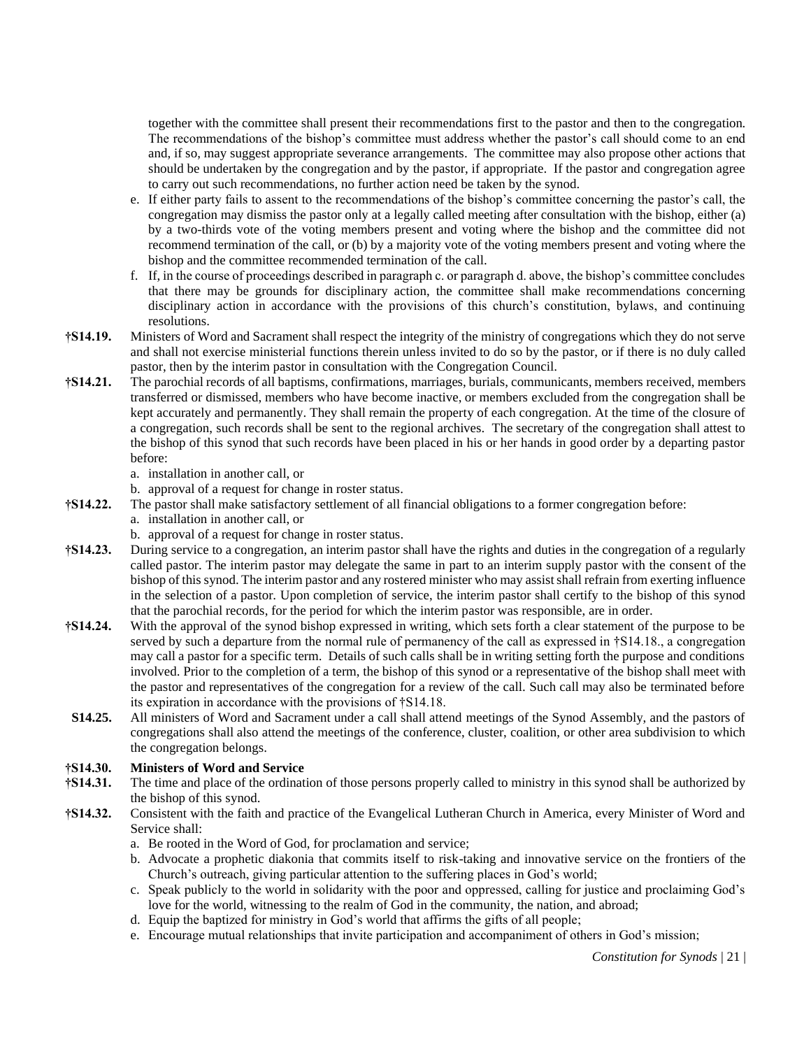together with the committee shall present their recommendations first to the pastor and then to the congregation. The recommendations of the bishop's committee must address whether the pastor's call should come to an end and, if so, may suggest appropriate severance arrangements. The committee may also propose other actions that should be undertaken by the congregation and by the pastor, if appropriate. If the pastor and congregation agree to carry out such recommendations, no further action need be taken by the synod.

e. If either party fails to assent to the recommendations of the bishop's committee concerning the pastor's call, the congregation may dismiss the pastor only at a legally called meeting after consultation with the bishop, either (a) by a two-thirds vote of the voting members present and voting where the bishop and the committee did not recommend termination of the call, or (b) by a majority vote of the voting members present and voting where the bishop and the committee recommended termination of the call.

f. If, in the course of proceedings described in paragraph c. or paragraph d. above, the bishop's committee concludes that there may be grounds for disciplinary action, the committee shall make recommendations concerning disciplinary action in accordance with the provisions of this church's constitution, bylaws, and continuing resolutions.

**†S14.19.** Ministers of Word and Sacrament shall respect the integrity of the ministry of congregations which they do not serve and shall not exercise ministerial functions therein unless invited to do so by the pastor, or if there is no duly called pastor, then by the interim pastor in consultation with the Congregation Council.

**†S14.21.** The parochial records of all baptisms, confirmations, marriages, burials, communicants, members received, members transferred or dismissed, members who have become inactive, or members excluded from the congregation shall be kept accurately and permanently. They shall remain the property of each congregation. At the time of the closure of a congregation, such records shall be sent to the regional archives. The secretary of the congregation shall attest to the bishop of this synod that such records have been placed in his or her hands in good order by a departing pastor before:

a. installation in another call, or
b. approval of a request for change in roster status.

**†S14.22.** The pastor shall make satisfactory settlement of all financial obligations to a former congregation before:

a. installation in another call, or
b. approval of a request for change in roster status.

**†S14.23.** During service to a congregation, an interim pastor shall have the rights and duties in the congregation of a regularly called pastor. The interim pastor may delegate the same in part to an interim supply pastor with the consent of the bishop of this synod. The interim pastor and any rostered minister who may assist shall refrain from exerting influence in the selection of a pastor. Upon completion of service, the interim pastor shall certify to the bishop of this synod that the parochial records, for the period for which the interim pastor was responsible, are in order.

**†S14.24.** With the approval of the synod bishop expressed in writing, which sets forth a clear statement of the purpose to be served by such a departure from the normal rule of permanency of the call as expressed in †S14.18., a congregation may call a pastor for a specific term. Details of such calls shall be in writing setting forth the purpose and conditions involved. Prior to the completion of a term, the bishop of this synod or a representative of the bishop shall meet with the pastor and representatives of the congregation for a review of the call. Such call may also be terminated before its expiration in accordance with the provisions of †S14.18.

**S14.25.** All ministers of Word and Sacrament under a call shall attend meetings of the Synod Assembly, and the pastors of congregations shall also attend the meetings of the conference, cluster, coalition, or other area subdivision to which the congregation belongs.

**†S14.30. Ministers of Word and Service**

**†S14.31.** The time and place of the ordination of those persons properly called to ministry in this synod shall be authorized by the bishop of this synod.

**†S14.32.** Consistent with the faith and practice of the Evangelical Lutheran Church in America, every Minister of Word and Service shall:

a. Be rooted in the Word of God, for proclamation and service;
b. Advocate a prophetic diakonia that commits itself to risk-taking and innovative service on the frontiers of the Church's outreach, giving particular attention to the suffering places in God's world;
c. Speak publicly to the world in solidarity with the poor and oppressed, calling for justice and proclaiming God's love for the world, witnessing to the realm of God in the community, the nation, and abroad;
d. Equip the baptized for ministry in God's world that affirms the gifts of all people;
e. Encourage mutual relationships that invite participation and accompaniment of others in God's mission;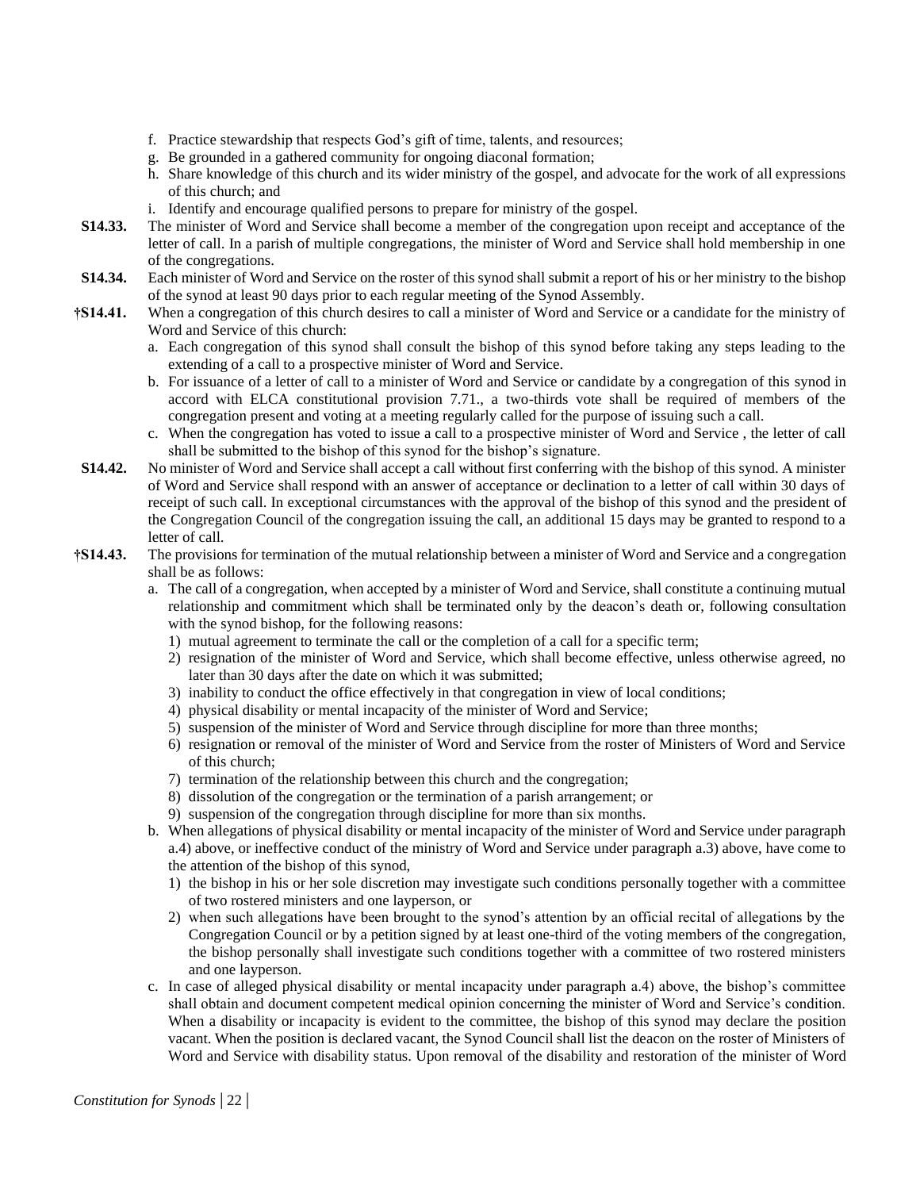f. Practice stewardship that respects God's gift of time, talents, and resources;
g. Be grounded in a gathered community for ongoing diaconal formation;
h. Share knowledge of this church and its wider ministry of the gospel, and advocate for the work of all expressions of this church; and
i. Identify and encourage qualified persons to prepare for ministry of the gospel.

**S14.33.** The minister of Word and Service shall become a member of the congregation upon receipt and acceptance of the letter of call. In a parish of multiple congregations, the minister of Word and Service shall hold membership in one of the congregations.

**S14.34.** Each minister of Word and Service on the roster of this synod shall submit a report of his or her ministry to the bishop of the synod at least 90 days prior to each regular meeting of the Synod Assembly.

**†S14.41.** When a congregation of this church desires to call a minister of Word and Service or a candidate for the ministry of Word and Service of this church:

a. Each congregation of this synod shall consult the bishop of this synod before taking any steps leading to the extending of a call to a prospective minister of Word and Service.
b. For issuance of a letter of call to a minister of Word and Service or candidate by a congregation of this synod in accord with ELCA constitutional provision 7.71., a two-thirds vote shall be required of members of the congregation present and voting at a meeting regularly called for the purpose of issuing such a call.
c. When the congregation has voted to issue a call to a prospective minister of Word and Service , the letter of call shall be submitted to the bishop of this synod for the bishop's signature.

**S14.42.** No minister of Word and Service shall accept a call without first conferring with the bishop of this synod. A minister of Word and Service shall respond with an answer of acceptance or declination to a letter of call within 30 days of receipt of such call. In exceptional circumstances with the approval of the bishop of this synod and the president of the Congregation Council of the congregation issuing the call, an additional 15 days may be granted to respond to a letter of call.

**†S14.43.** The provisions for termination of the mutual relationship between a minister of Word and Service and a congregation shall be as follows:

a. The call of a congregation, when accepted by a minister of Word and Service, shall constitute a continuing mutual relationship and commitment which shall be terminated only by the deacon's death or, following consultation with the synod bishop, for the following reasons:
   1) mutual agreement to terminate the call or the completion of a call for a specific term;
   2) resignation of the minister of Word and Service, which shall become effective, unless otherwise agreed, no later than 30 days after the date on which it was submitted;
   3) inability to conduct the office effectively in that congregation in view of local conditions;
   4) physical disability or mental incapacity of the minister of Word and Service;
   5) suspension of the minister of Word and Service through discipline for more than three months;
   6) resignation or removal of the minister of Word and Service from the roster of Ministers of Word and Service of this church;
   7) termination of the relationship between this church and the congregation;
   8) dissolution of the congregation or the termination of a parish arrangement; or
   9) suspension of the congregation through discipline for more than six months.
b. When allegations of physical disability or mental incapacity of the minister of Word and Service under paragraph a.4) above, or ineffective conduct of the ministry of Word and Service under paragraph a.3) above, have come to the attention of the bishop of this synod,
   1) the bishop in his or her sole discretion may investigate such conditions personally together with a committee of two rostered ministers and one layperson, or
   2) when such allegations have been brought to the synod's attention by an official recital of allegations by the Congregation Council or by a petition signed by at least one-third of the voting members of the congregation, the bishop personally shall investigate such conditions together with a committee of two rostered ministers and one layperson.
c. In case of alleged physical disability or mental incapacity under paragraph a.4) above, the bishop's committee shall obtain and document competent medical opinion concerning the minister of Word and Service's condition. When a disability or incapacity is evident to the committee, the bishop of this synod may declare the position vacant. When the position is declared vacant, the Synod Council shall list the deacon on the roster of Ministers of Word and Service with disability status. Upon removal of the disability and restoration of the minister of Word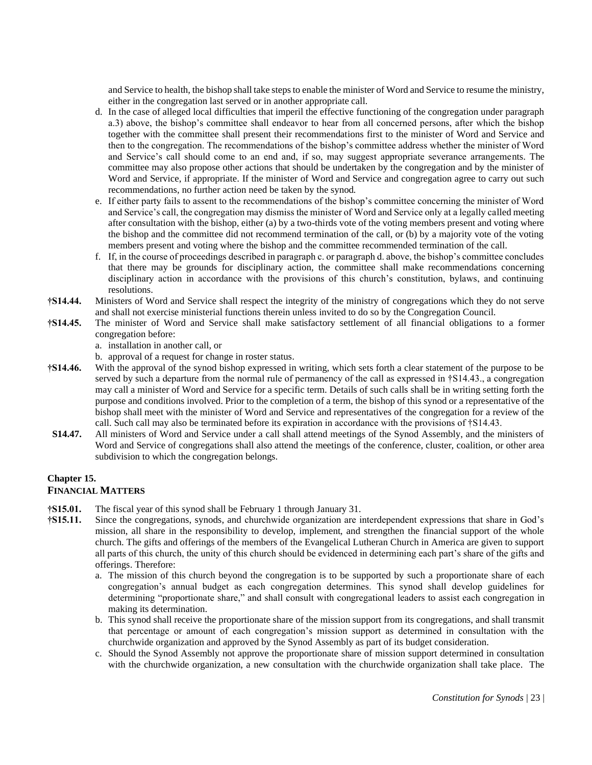and Service to health, the bishop shall take steps to enable the minister of Word and Service to resume the ministry, either in the congregation last served or in another appropriate call.

d. In the case of alleged local difficulties that imperil the effective functioning of the congregation under paragraph a.3) above, the bishop's committee shall endeavor to hear from all concerned persons, after which the bishop together with the committee shall present their recommendations first to the minister of Word and Service and then to the congregation. The recommendations of the bishop's committee address whether the minister of Word and Service's call should come to an end and, if so, may suggest appropriate severance arrangements. The committee may also propose other actions that should be undertaken by the congregation and by the minister of Word and Service, if appropriate. If the minister of Word and Service and congregation agree to carry out such recommendations, no further action need be taken by the synod.

e. If either party fails to assent to the recommendations of the bishop's committee concerning the minister of Word and Service's call, the congregation may dismiss the minister of Word and Service only at a legally called meeting after consultation with the bishop, either (a) by a two-thirds vote of the voting members present and voting where the bishop and the committee did not recommend termination of the call, or (b) by a majority vote of the voting members present and voting where the bishop and the committee recommended termination of the call.

f. If, in the course of proceedings described in paragraph c. or paragraph d. above, the bishop's committee concludes that there may be grounds for disciplinary action, the committee shall make recommendations concerning disciplinary action in accordance with the provisions of this church's constitution, bylaws, and continuing resolutions.

**†S14.44.** Ministers of Word and Service shall respect the integrity of the ministry of congregations which they do not serve and shall not exercise ministerial functions therein unless invited to do so by the Congregation Council.

**†S14.45.** The minister of Word and Service shall make satisfactory settlement of all financial obligations to a former congregation before:

a. installation in another call, or
b. approval of a request for change in roster status.

**†S14.46.** With the approval of the synod bishop expressed in writing, which sets forth a clear statement of the purpose to be served by such a departure from the normal rule of permanency of the call as expressed in †S14.43., a congregation may call a minister of Word and Service for a specific term. Details of such calls shall be in writing setting forth the purpose and conditions involved. Prior to the completion of a term, the bishop of this synod or a representative of the bishop shall meet with the minister of Word and Service and representatives of the congregation for a review of the call. Such call may also be terminated before its expiration in accordance with the provisions of †S14.43.

**S14.47.** All ministers of Word and Service under a call shall attend meetings of the Synod Assembly, and the ministers of Word and Service of congregations shall also attend the meetings of the conference, cluster, coalition, or other area subdivision to which the congregation belongs.

## Chapter 15.
## FINANCIAL MATTERS

**†S15.01.** The fiscal year of this synod shall be February 1 through January 31.

**†S15.11.** Since the congregations, synods, and churchwide organization are interdependent expressions that share in God's mission, all share in the responsibility to develop, implement, and strengthen the financial support of the whole church. The gifts and offerings of the members of the Evangelical Lutheran Church in America are given to support all parts of this church, the unity of this church should be evidenced in determining each part's share of the gifts and offerings. Therefore:

a. The mission of this church beyond the congregation is to be supported by such a proportionate share of each congregation's annual budget as each congregation determines. This synod shall develop guidelines for determining "proportionate share," and shall consult with congregational leaders to assist each congregation in making its determination.

b. This synod shall receive the proportionate share of the mission support from its congregations, and shall transmit that percentage or amount of each congregation's mission support as determined in consultation with the churchwide organization and approved by the Synod Assembly as part of its budget consideration.

c. Should the Synod Assembly not approve the proportionate share of mission support determined in consultation with the churchwide organization, a new consultation with the churchwide organization shall take place. The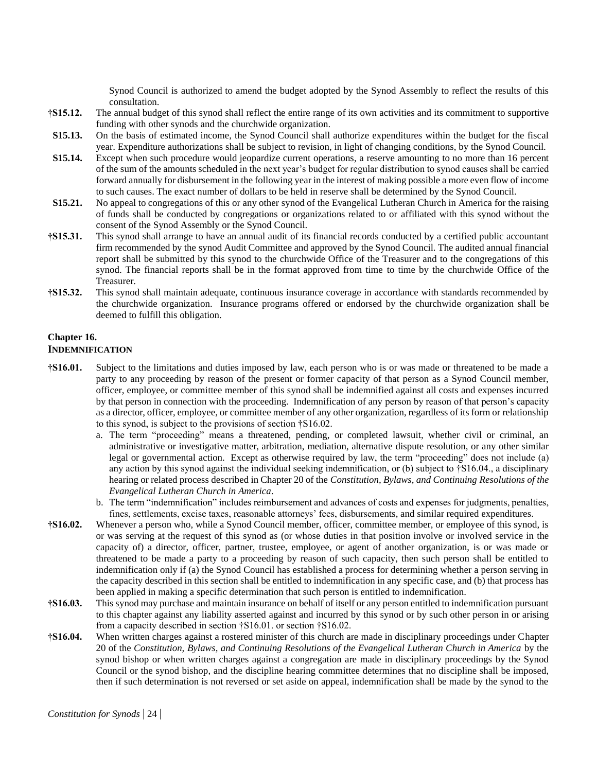Synod Council is authorized to amend the budget adopted by the Synod Assembly to reflect the results of this consultation.

**†S15.12.** The annual budget of this synod shall reflect the entire range of its own activities and its commitment to supportive funding with other synods and the churchwide organization.

**S15.13.** On the basis of estimated income, the Synod Council shall authorize expenditures within the budget for the fiscal year. Expenditure authorizations shall be subject to revision, in light of changing conditions, by the Synod Council.

**S15.14.** Except when such procedure would jeopardize current operations, a reserve amounting to no more than 16 percent of the sum of the amounts scheduled in the next year's budget for regular distribution to synod causes shall be carried forward annually for disbursement in the following year in the interest of making possible a more even flow of income to such causes. The exact number of dollars to be held in reserve shall be determined by the Synod Council.

**S15.21.** No appeal to congregations of this or any other synod of the Evangelical Lutheran Church in America for the raising of funds shall be conducted by congregations or organizations related to or affiliated with this synod without the consent of the Synod Assembly or the Synod Council.

**†S15.31.** This synod shall arrange to have an annual audit of its financial records conducted by a certified public accountant firm recommended by the synod Audit Committee and approved by the Synod Council. The audited annual financial report shall be submitted by this synod to the churchwide Office of the Treasurer and to the congregations of this synod. The financial reports shall be in the format approved from time to time by the churchwide Office of the Treasurer.

**†S15.32.** This synod shall maintain adequate, continuous insurance coverage in accordance with standards recommended by the churchwide organization. Insurance programs offered or endorsed by the churchwide organization shall be deemed to fulfill this obligation.

## Chapter 16.
## INDEMNIFICATION

**†S16.01.** Subject to the limitations and duties imposed by law, each person who is or was made or threatened to be made a party to any proceeding by reason of the present or former capacity of that person as a Synod Council member, officer, employee, or committee member of this synod shall be indemnified against all costs and expenses incurred by that person in connection with the proceeding. Indemnification of any person by reason of that person's capacity as a director, officer, employee, or committee member of any other organization, regardless of its form or relationship to this synod, is subject to the provisions of section †S16.02.

a. The term "proceeding" means a threatened, pending, or completed lawsuit, whether civil or criminal, an administrative or investigative matter, arbitration, mediation, alternative dispute resolution, or any other similar legal or governmental action. Except as otherwise required by law, the term "proceeding" does not include (a) any action by this synod against the individual seeking indemnification, or (b) subject to †S16.04., a disciplinary hearing or related process described in Chapter 20 of the *Constitution, Bylaws, and Continuing Resolutions of the Evangelical Lutheran Church in America*.

b. The term "indemnification" includes reimbursement and advances of costs and expenses for judgments, penalties, fines, settlements, excise taxes, reasonable attorneys' fees, disbursements, and similar required expenditures.

**†S16.02.** Whenever a person who, while a Synod Council member, officer, committee member, or employee of this synod, is or was serving at the request of this synod as (or whose duties in that position involve or involved service in the capacity of) a director, officer, partner, trustee, employee, or agent of another organization, is or was made or threatened to be made a party to a proceeding by reason of such capacity, then such person shall be entitled to indemnification only if (a) the Synod Council has established a process for determining whether a person serving in the capacity described in this section shall be entitled to indemnification in any specific case, and (b) that process has been applied in making a specific determination that such person is entitled to indemnification.

**†S16.03.** This synod may purchase and maintain insurance on behalf of itself or any person entitled to indemnification pursuant to this chapter against any liability asserted against and incurred by this synod or by such other person in or arising from a capacity described in section †S16.01. or section †S16.02.

**†S16.04.** When written charges against a rostered minister of this church are made in disciplinary proceedings under Chapter 20 of the *Constitution, Bylaws, and Continuing Resolutions of the Evangelical Lutheran Church in America* by the synod bishop or when written charges against a congregation are made in disciplinary proceedings by the Synod Council or the synod bishop, and the discipline hearing committee determines that no discipline shall be imposed, then if such determination is not reversed or set aside on appeal, indemnification shall be made by the synod to the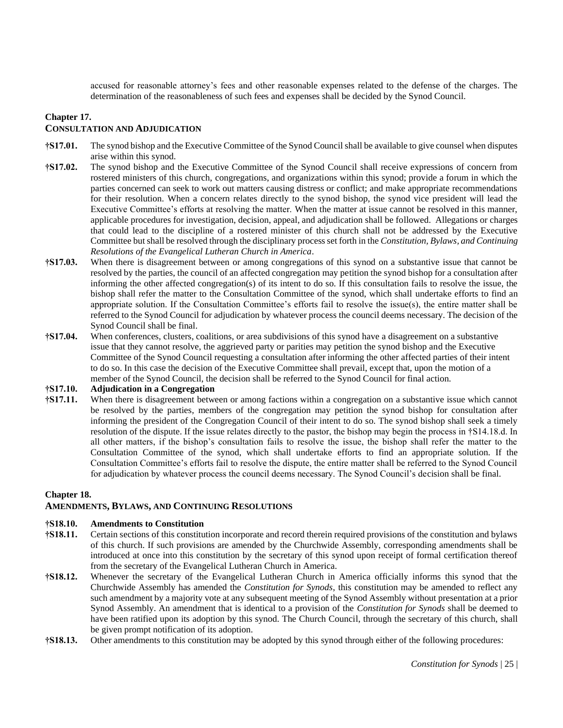accused for reasonable attorney's fees and other reasonable expenses related to the defense of the charges. The determination of the reasonableness of such fees and expenses shall be decided by the Synod Council.

## Chapter 17.
## CONSULTATION AND ADJUDICATION

**†S17.01.** The synod bishop and the Executive Committee of the Synod Council shall be available to give counsel when disputes arise within this synod.

**†S17.02.** The synod bishop and the Executive Committee of the Synod Council shall receive expressions of concern from rostered ministers of this church, congregations, and organizations within this synod; provide a forum in which the parties concerned can seek to work out matters causing distress or conflict; and make appropriate recommendations for their resolution. When a concern relates directly to the synod bishop, the synod vice president will lead the Executive Committee's efforts at resolving the matter. When the matter at issue cannot be resolved in this manner, applicable procedures for investigation, decision, appeal, and adjudication shall be followed. Allegations or charges that could lead to the discipline of a rostered minister of this church shall not be addressed by the Executive Committee but shall be resolved through the disciplinary process set forth in the *Constitution, Bylaws, and Continuing Resolutions of the Evangelical Lutheran Church in America*.

**†S17.03.** When there is disagreement between or among congregations of this synod on a substantive issue that cannot be resolved by the parties, the council of an affected congregation may petition the synod bishop for a consultation after informing the other affected congregation(s) of its intent to do so. If this consultation fails to resolve the issue, the bishop shall refer the matter to the Consultation Committee of the synod, which shall undertake efforts to find an appropriate solution. If the Consultation Committee's efforts fail to resolve the issue(s), the entire matter shall be referred to the Synod Council for adjudication by whatever process the council deems necessary. The decision of the Synod Council shall be final.

**†S17.04.** When conferences, clusters, coalitions, or area subdivisions of this synod have a disagreement on a substantive issue that they cannot resolve, the aggrieved party or parities may petition the synod bishop and the Executive Committee of the Synod Council requesting a consultation after informing the other affected parties of their intent to do so. In this case the decision of the Executive Committee shall prevail, except that, upon the motion of a member of the Synod Council, the decision shall be referred to the Synod Council for final action.

**†S17.10. Adjudication in a Congregation**

**†S17.11.** When there is disagreement between or among factions within a congregation on a substantive issue which cannot be resolved by the parties, members of the congregation may petition the synod bishop for consultation after informing the president of the Congregation Council of their intent to do so. The synod bishop shall seek a timely resolution of the dispute. If the issue relates directly to the pastor, the bishop may begin the process in †S14.18.d. In all other matters, if the bishop's consultation fails to resolve the issue, the bishop shall refer the matter to the Consultation Committee of the synod, which shall undertake efforts to find an appropriate solution. If the Consultation Committee's efforts fail to resolve the dispute, the entire matter shall be referred to the Synod Council for adjudication by whatever process the council deems necessary. The Synod Council's decision shall be final.

## Chapter 18.
## AMENDMENTS, BYLAWS, AND CONTINUING RESOLUTIONS

**†S18.10. Amendments to Constitution**

**†S18.11.** Certain sections of this constitution incorporate and record therein required provisions of the constitution and bylaws of this church. If such provisions are amended by the Churchwide Assembly, corresponding amendments shall be introduced at once into this constitution by the secretary of this synod upon receipt of formal certification thereof from the secretary of the Evangelical Lutheran Church in America.

**†S18.12.** Whenever the secretary of the Evangelical Lutheran Church in America officially informs this synod that the Churchwide Assembly has amended the *Constitution for Synods*, this constitution may be amended to reflect any such amendment by a majority vote at any subsequent meeting of the Synod Assembly without presentation at a prior Synod Assembly. An amendment that is identical to a provision of the *Constitution for Synods* shall be deemed to have been ratified upon its adoption by this synod. The Church Council, through the secretary of this church, shall be given prompt notification of its adoption.

**†S18.13.** Other amendments to this constitution may be adopted by this synod through either of the following procedures: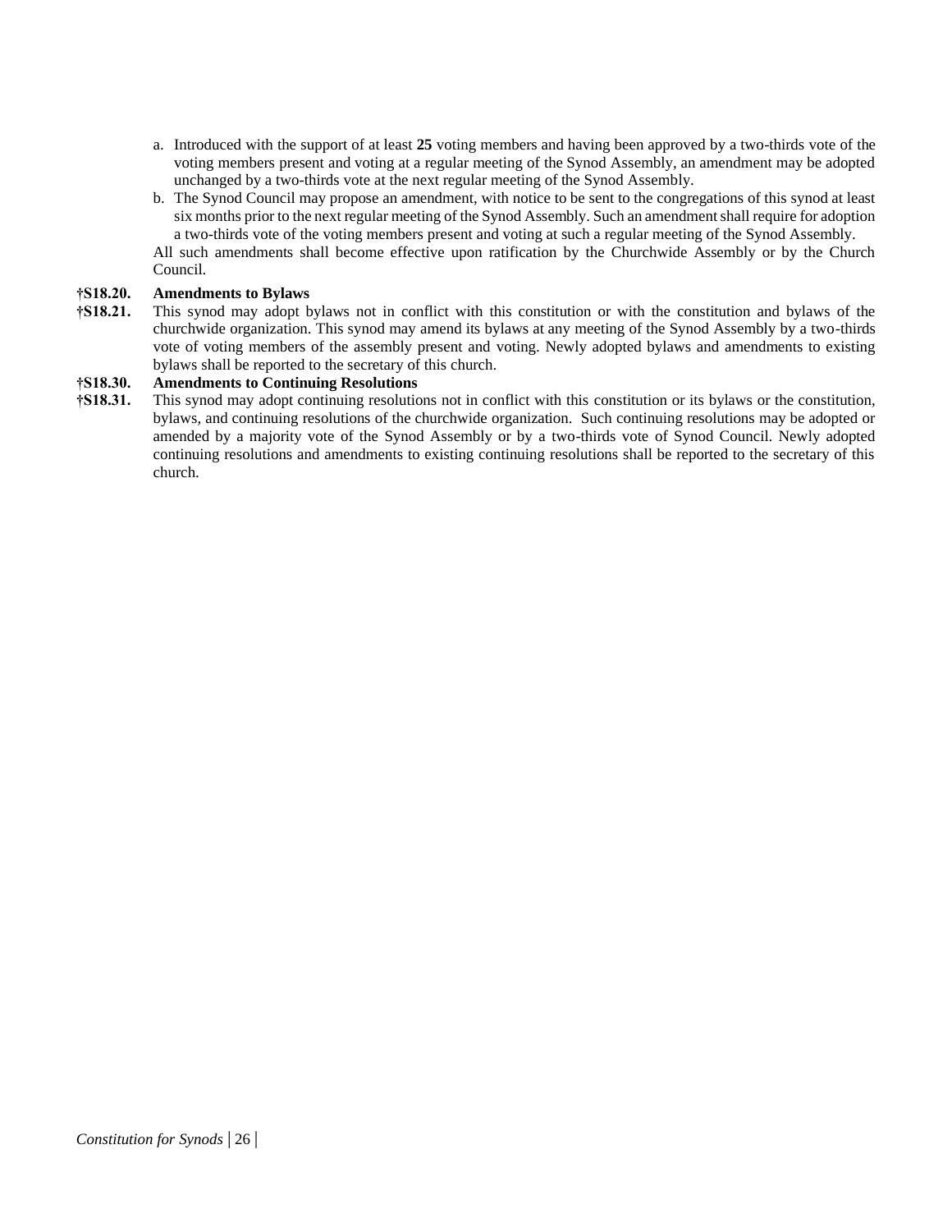a. Introduced with the support of at least **25** voting members and having been approved by a two-thirds vote of the voting members present and voting at a regular meeting of the Synod Assembly, an amendment may be adopted unchanged by a two-thirds vote at the next regular meeting of the Synod Assembly.
b. The Synod Council may propose an amendment, with notice to be sent to the congregations of this synod at least six months prior to the next regular meeting of the Synod Assembly. Such an amendment shall require for adoption a two-thirds vote of the voting members present and voting at such a regular meeting of the Synod Assembly.

All such amendments shall become effective upon ratification by the Churchwide Assembly or by the Church Council.

**†S18.20. Amendments to Bylaws**

**†S18.21.** This synod may adopt bylaws not in conflict with this constitution or with the constitution and bylaws of the churchwide organization. This synod may amend its bylaws at any meeting of the Synod Assembly by a two-thirds vote of voting members of the assembly present and voting. Newly adopted bylaws and amendments to existing bylaws shall be reported to the secretary of this church.

**†S18.30. Amendments to Continuing Resolutions**

**†S18.31.** This synod may adopt continuing resolutions not in conflict with this constitution or its bylaws or the constitution, bylaws, and continuing resolutions of the churchwide organization. Such continuing resolutions may be adopted or amended by a majority vote of the Synod Assembly or by a two-thirds vote of Synod Council. Newly adopted continuing resolutions and amendments to existing continuing resolutions shall be reported to the secretary of this church.